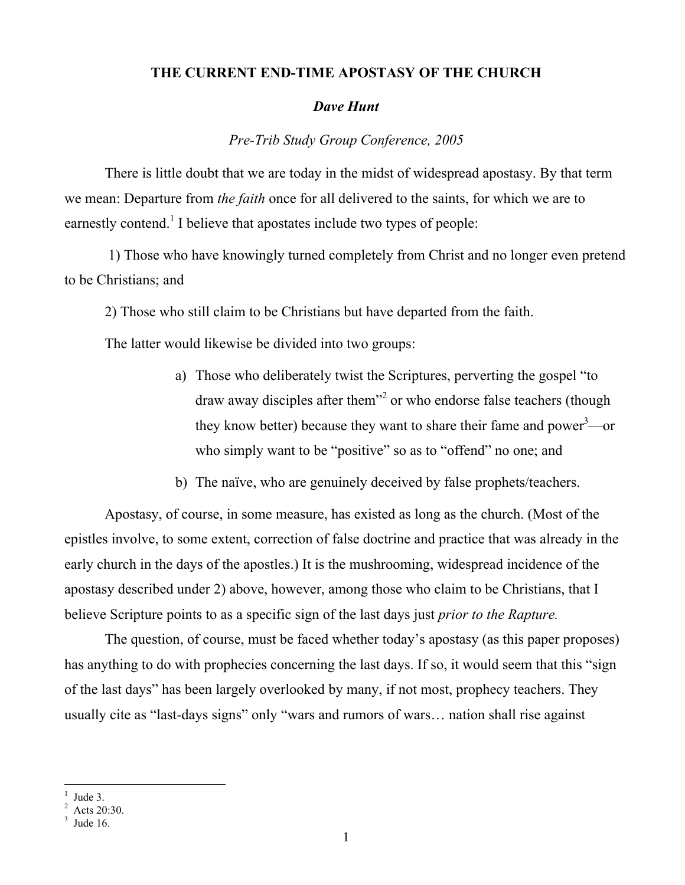# THE CURRENT END-TIME APOSTASY OF THE CHURCH

***Dave Hunt***

*Pre-Trib Study Group Conference, 2005*

There is little doubt that we are today in the midst of widespread apostasy. By that term we mean: Departure from *the faith* once for all delivered to the saints, for which we are to earnestly contend.[1] I believe that apostates include two types of people:

1) Those who have knowingly turned completely from Christ and no longer even pretend to be Christians; and

2) Those who still claim to be Christians but have departed from the faith.

The latter would likewise be divided into two groups:

a) Those who deliberately twist the Scriptures, perverting the gospel "to draw away disciples after them"[2] or who endorse false teachers (though they know better) because they want to share their fame and power[3]—or who simply want to be "positive" so as to "offend" no one; and

b) The naïve, who are genuinely deceived by false prophets/teachers.

Apostasy, of course, in some measure, has existed as long as the church. (Most of the epistles involve, to some extent, correction of false doctrine and practice that was already in the early church in the days of the apostles.) It is the mushrooming, widespread incidence of the apostasy described under 2) above, however, among those who claim to be Christians, that I believe Scripture points to as a specific sign of the last days just *prior to the Rapture.*

The question, of course, must be faced whether today's apostasy (as this paper proposes) has anything to do with prophecies concerning the last days. If so, it would seem that this "sign of the last days" has been largely overlooked by many, if not most, prophecy teachers. They usually cite as "last-days signs" only "wars and rumors of wars… nation shall rise against

---

[1] Jude 3.

[2] Acts 20:30.

[3] Jude 16.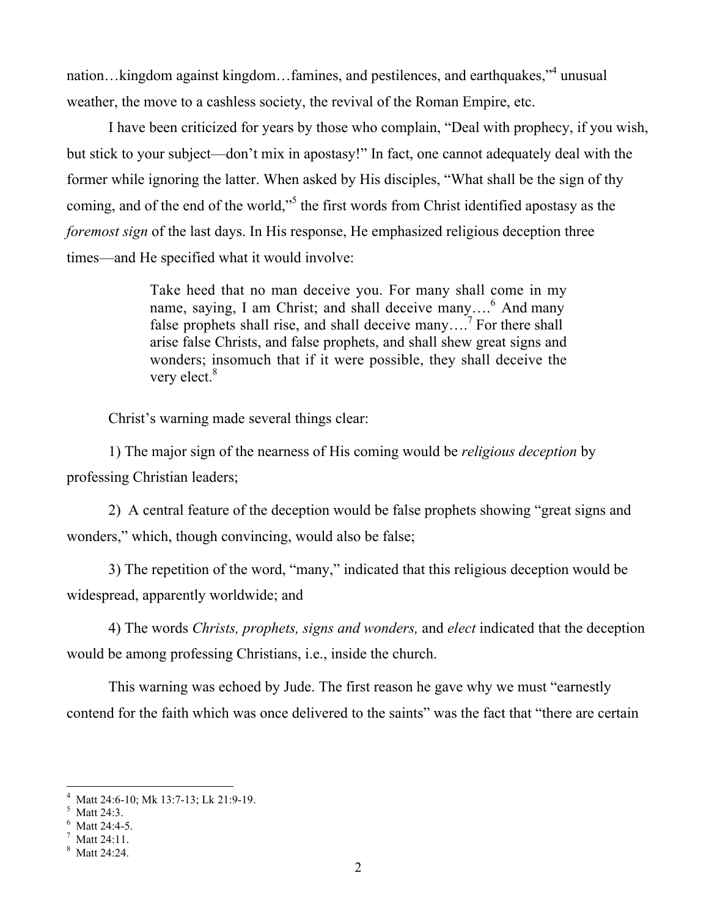nation…kingdom against kingdom…famines, and pestilences, and earthquakes,"[4] unusual weather, the move to a cashless society, the revival of the Roman Empire, etc.

I have been criticized for years by those who complain, "Deal with prophecy, if you wish, but stick to your subject—don't mix in apostasy!" In fact, one cannot adequately deal with the former while ignoring the latter. When asked by His disciples, "What shall be the sign of thy coming, and of the end of the world,"[5] the first words from Christ identified apostasy as the *foremost sign* of the last days. In His response, He emphasized religious deception three times—and He specified what it would involve:

> Take heed that no man deceive you. For many shall come in my name, saying, I am Christ; and shall deceive many….[6] And many false prophets shall rise, and shall deceive many….[7] For there shall arise false Christs, and false prophets, and shall shew great signs and wonders; insomuch that if it were possible, they shall deceive the very elect.[8]

Christ's warning made several things clear:

1) The major sign of the nearness of His coming would be *religious deception* by professing Christian leaders;

2) A central feature of the deception would be false prophets showing "great signs and wonders," which, though convincing, would also be false;

3) The repetition of the word, "many," indicated that this religious deception would be widespread, apparently worldwide; and

4) The words *Christs, prophets, signs and wonders,* and *elect* indicated that the deception would be among professing Christians, i.e., inside the church.

This warning was echoed by Jude. The first reason he gave why we must "earnestly contend for the faith which was once delivered to the saints" was the fact that "there are certain

---

[4] Matt 24:6-10; Mk 13:7-13; Lk 21:9-19.
[5] Matt 24:3.
[6] Matt 24:4-5.
[7] Matt 24:11.
[8] Matt 24:24.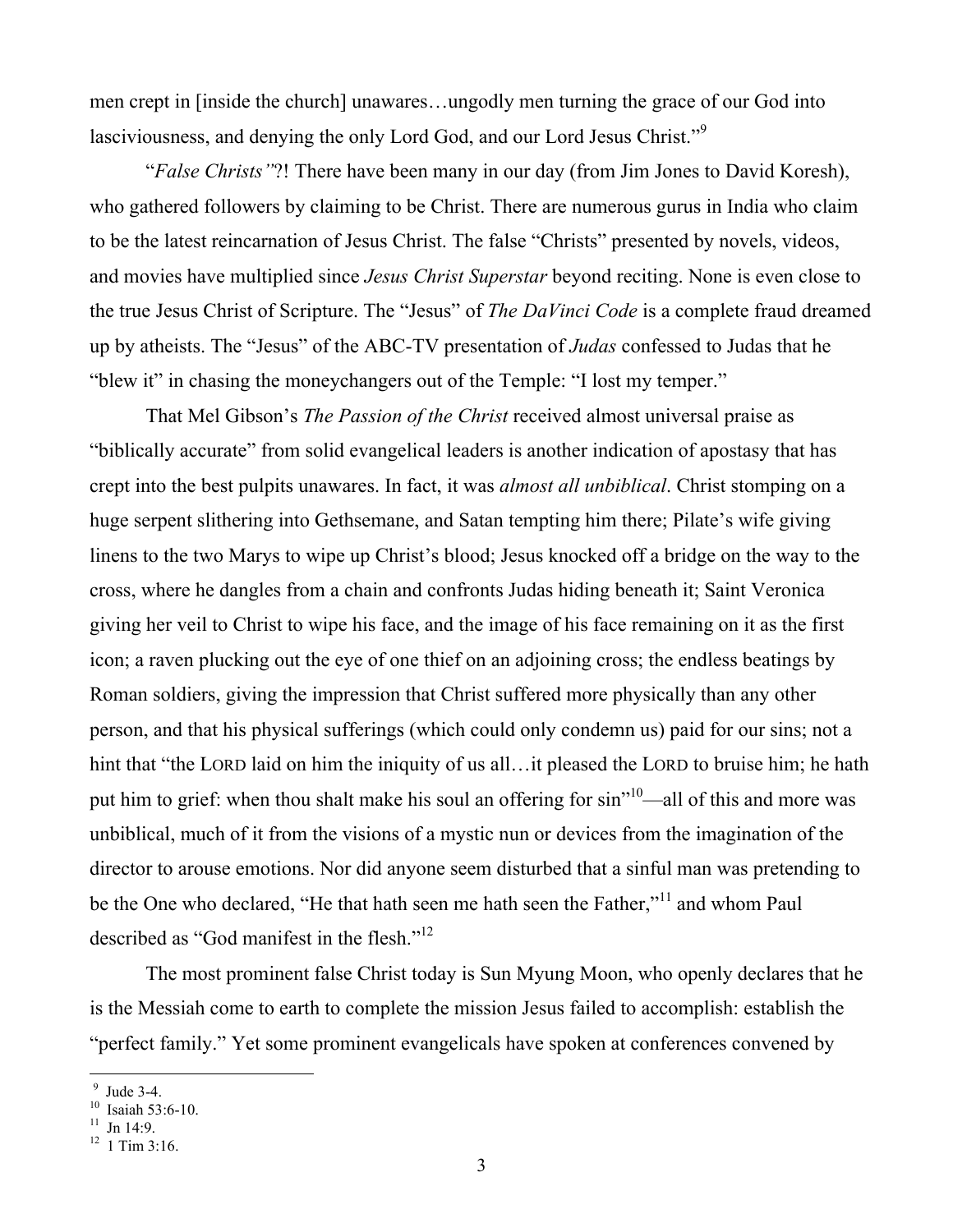men crept in [inside the church] unawares…ungodly men turning the grace of our God into lasciviousness, and denying the only Lord God, and our Lord Jesus Christ."[9]

"*False Christs"*?! There have been many in our day (from Jim Jones to David Koresh), who gathered followers by claiming to be Christ. There are numerous gurus in India who claim to be the latest reincarnation of Jesus Christ. The false "Christs" presented by novels, videos, and movies have multiplied since *Jesus Christ Superstar* beyond reciting. None is even close to the true Jesus Christ of Scripture. The "Jesus" of *The DaVinci Code* is a complete fraud dreamed up by atheists. The "Jesus" of the ABC-TV presentation of *Judas* confessed to Judas that he "blew it" in chasing the moneychangers out of the Temple: "I lost my temper."

That Mel Gibson's *The Passion of the Christ* received almost universal praise as "biblically accurate" from solid evangelical leaders is another indication of apostasy that has crept into the best pulpits unawares. In fact, it was *almost all unbiblical*. Christ stomping on a huge serpent slithering into Gethsemane, and Satan tempting him there; Pilate's wife giving linens to the two Marys to wipe up Christ's blood; Jesus knocked off a bridge on the way to the cross, where he dangles from a chain and confronts Judas hiding beneath it; Saint Veronica giving her veil to Christ to wipe his face, and the image of his face remaining on it as the first icon; a raven plucking out the eye of one thief on an adjoining cross; the endless beatings by Roman soldiers, giving the impression that Christ suffered more physically than any other person, and that his physical sufferings (which could only condemn us) paid for our sins; not a hint that "the LORD laid on him the iniquity of us all…it pleased the LORD to bruise him; he hath put him to grief: when thou shalt make his soul an offering for sin"[10]—all of this and more was unbiblical, much of it from the visions of a mystic nun or devices from the imagination of the director to arouse emotions. Nor did anyone seem disturbed that a sinful man was pretending to be the One who declared, "He that hath seen me hath seen the Father,"[11] and whom Paul described as "God manifest in the flesh."[12]

The most prominent false Christ today is Sun Myung Moon, who openly declares that he is the Messiah come to earth to complete the mission Jesus failed to accomplish: establish the "perfect family." Yet some prominent evangelicals have spoken at conferences convened by

---

[9] Jude 3-4.
[10] Isaiah 53:6-10.
[11] Jn 14:9.
[12] 1 Tim 3:16.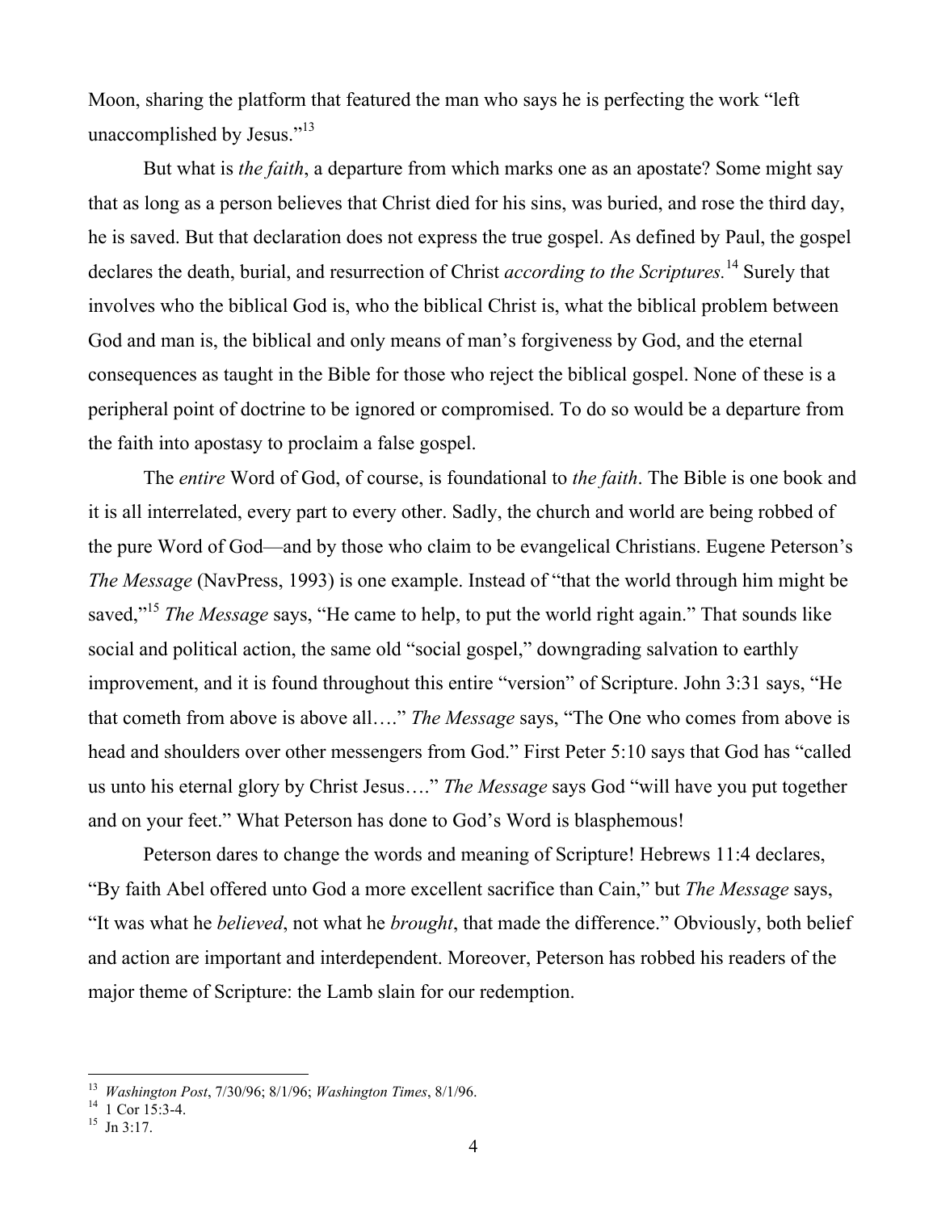Moon, sharing the platform that featured the man who says he is perfecting the work "left unaccomplished by Jesus."[13]

But what is *the faith*, a departure from which marks one as an apostate? Some might say that as long as a person believes that Christ died for his sins, was buried, and rose the third day, he is saved. But that declaration does not express the true gospel. As defined by Paul, the gospel declares the death, burial, and resurrection of Christ *according to the Scriptures.*[14] Surely that involves who the biblical God is, who the biblical Christ is, what the biblical problem between God and man is, the biblical and only means of man's forgiveness by God, and the eternal consequences as taught in the Bible for those who reject the biblical gospel. None of these is a peripheral point of doctrine to be ignored or compromised. To do so would be a departure from the faith into apostasy to proclaim a false gospel.

The *entire* Word of God, of course, is foundational to *the faith*. The Bible is one book and it is all interrelated, every part to every other. Sadly, the church and world are being robbed of the pure Word of God—and by those who claim to be evangelical Christians. Eugene Peterson's *The Message* (NavPress, 1993) is one example. Instead of "that the world through him might be saved,"[15] *The Message* says, "He came to help, to put the world right again." That sounds like social and political action, the same old "social gospel," downgrading salvation to earthly improvement, and it is found throughout this entire "version" of Scripture. John 3:31 says, "He that cometh from above is above all…." *The Message* says, "The One who comes from above is head and shoulders over other messengers from God." First Peter 5:10 says that God has "called us unto his eternal glory by Christ Jesus…." *The Message* says God "will have you put together and on your feet." What Peterson has done to God's Word is blasphemous!

Peterson dares to change the words and meaning of Scripture! Hebrews 11:4 declares, "By faith Abel offered unto God a more excellent sacrifice than Cain," but *The Message* says, "It was what he *believed*, not what he *brought*, that made the difference." Obviously, both belief and action are important and interdependent. Moreover, Peterson has robbed his readers of the major theme of Scripture: the Lamb slain for our redemption.

---

[13] *Washington Post*, 7/30/96; 8/1/96; *Washington Times*, 8/1/96.

[14] 1 Cor 15:3-4.

[15] Jn 3:17.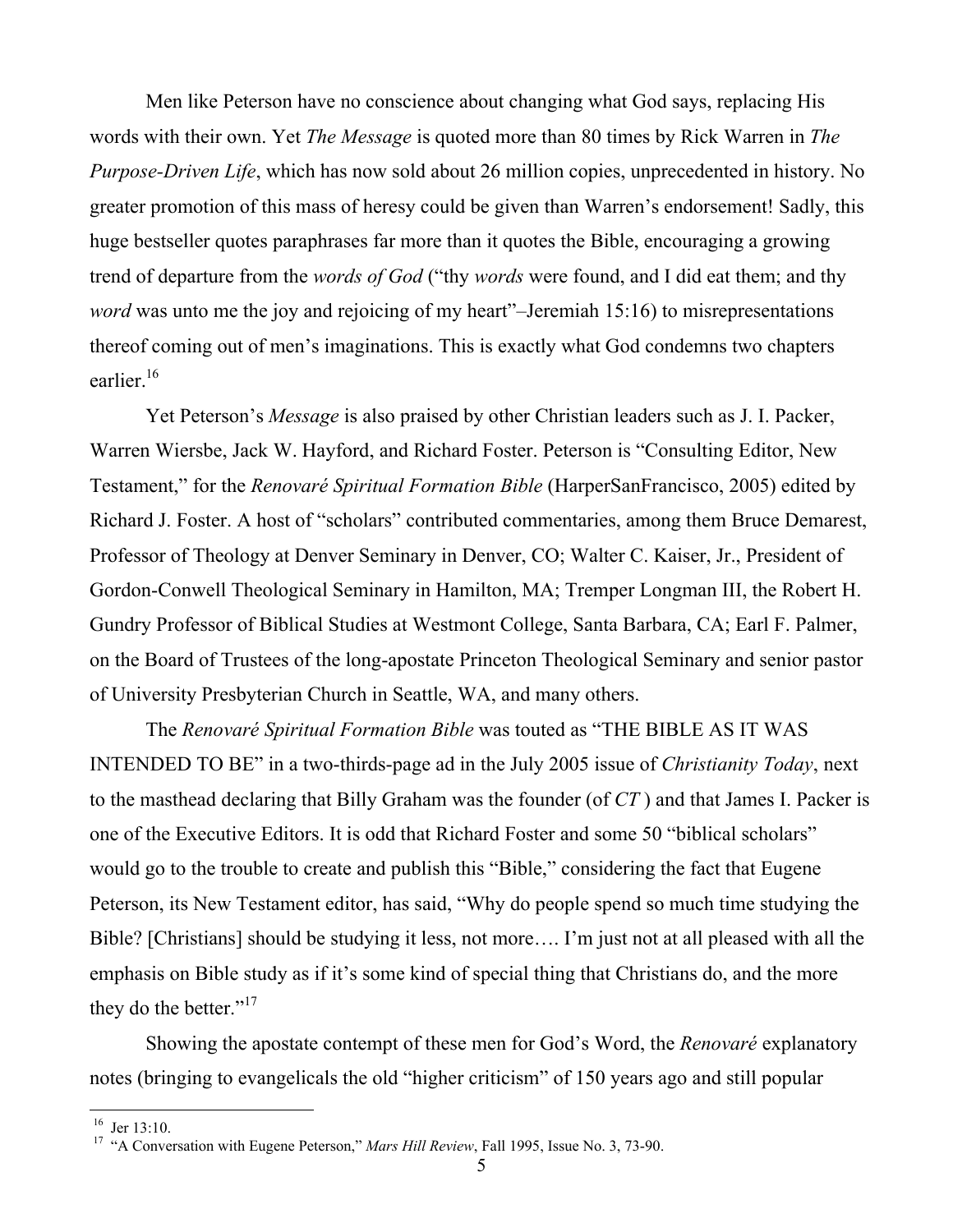Men like Peterson have no conscience about changing what God says, replacing His words with their own. Yet *The Message* is quoted more than 80 times by Rick Warren in *The Purpose-Driven Life*, which has now sold about 26 million copies, unprecedented in history. No greater promotion of this mass of heresy could be given than Warren's endorsement! Sadly, this huge bestseller quotes paraphrases far more than it quotes the Bible, encouraging a growing trend of departure from the *words of God* ("thy *words* were found, and I did eat them; and thy *word* was unto me the joy and rejoicing of my heart"–Jeremiah 15:16) to misrepresentations thereof coming out of men's imaginations. This is exactly what God condemns two chapters earlier.[16]

Yet Peterson's *Message* is also praised by other Christian leaders such as J. I. Packer, Warren Wiersbe, Jack W. Hayford, and Richard Foster. Peterson is "Consulting Editor, New Testament," for the *Renovaré Spiritual Formation Bible* (HarperSanFrancisco, 2005) edited by Richard J. Foster. A host of "scholars" contributed commentaries, among them Bruce Demarest, Professor of Theology at Denver Seminary in Denver, CO; Walter C. Kaiser, Jr., President of Gordon-Conwell Theological Seminary in Hamilton, MA; Tremper Longman III, the Robert H. Gundry Professor of Biblical Studies at Westmont College, Santa Barbara, CA; Earl F. Palmer, on the Board of Trustees of the long-apostate Princeton Theological Seminary and senior pastor of University Presbyterian Church in Seattle, WA, and many others.

The *Renovaré Spiritual Formation Bible* was touted as "THE BIBLE AS IT WAS INTENDED TO BE" in a two-thirds-page ad in the July 2005 issue of *Christianity Today*, next to the masthead declaring that Billy Graham was the founder (of *CT* ) and that James I. Packer is one of the Executive Editors. It is odd that Richard Foster and some 50 "biblical scholars" would go to the trouble to create and publish this "Bible," considering the fact that Eugene Peterson, its New Testament editor, has said, "Why do people spend so much time studying the Bible? [Christians] should be studying it less, not more…. I'm just not at all pleased with all the emphasis on Bible study as if it's some kind of special thing that Christians do, and the more they do the better."[17]

Showing the apostate contempt of these men for God's Word, the *Renovaré* explanatory notes (bringing to evangelicals the old "higher criticism" of 150 years ago and still popular

---

[16] Jer 13:10.

[17] "A Conversation with Eugene Peterson," *Mars Hill Review*, Fall 1995, Issue No. 3, 73-90.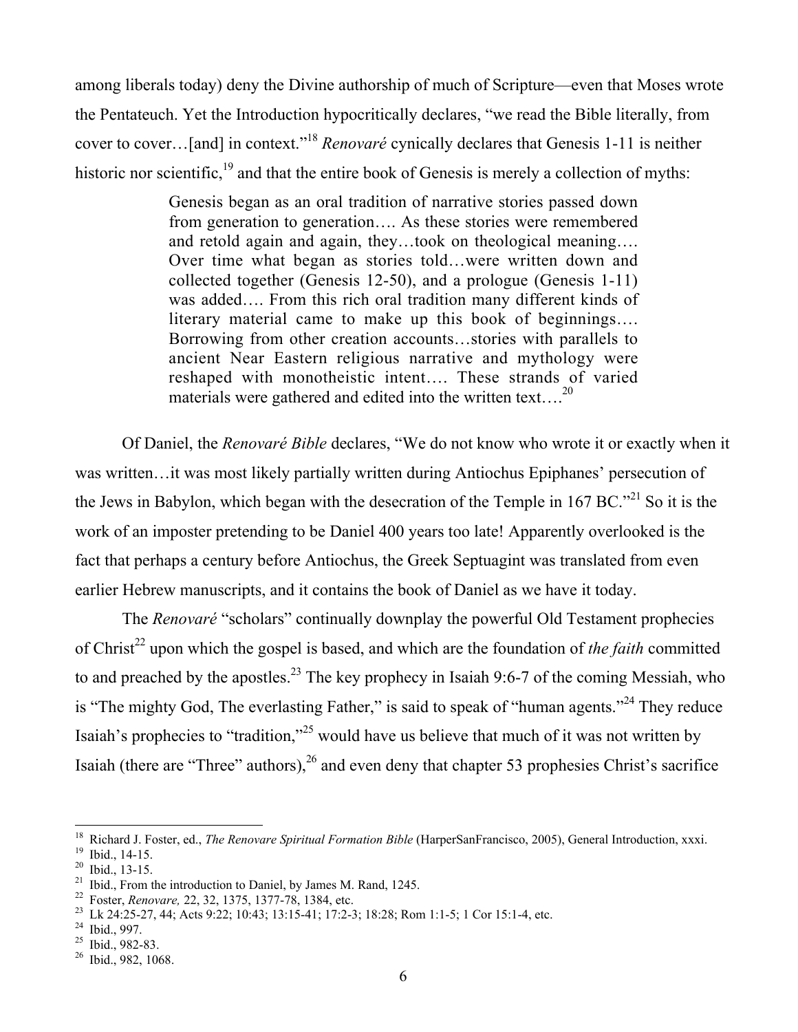among liberals today) deny the Divine authorship of much of Scripture—even that Moses wrote the Pentateuch. Yet the Introduction hypocritically declares, "we read the Bible literally, from cover to cover…[and] in context."[18] *Renovaré* cynically declares that Genesis 1-11 is neither historic nor scientific,[19] and that the entire book of Genesis is merely a collection of myths:

> Genesis began as an oral tradition of narrative stories passed down from generation to generation…. As these stories were remembered and retold again and again, they…took on theological meaning…. Over time what began as stories told…were written down and collected together (Genesis 12-50), and a prologue (Genesis 1-11) was added…. From this rich oral tradition many different kinds of literary material came to make up this book of beginnings…. Borrowing from other creation accounts…stories with parallels to ancient Near Eastern religious narrative and mythology were reshaped with monotheistic intent…. These strands of varied materials were gathered and edited into the written text….[20]

Of Daniel, the *Renovaré Bible* declares, "We do not know who wrote it or exactly when it was written…it was most likely partially written during Antiochus Epiphanes' persecution of the Jews in Babylon, which began with the desecration of the Temple in 167 BC."[21] So it is the work of an imposter pretending to be Daniel 400 years too late! Apparently overlooked is the fact that perhaps a century before Antiochus, the Greek Septuagint was translated from even earlier Hebrew manuscripts, and it contains the book of Daniel as we have it today.

The *Renovaré* "scholars" continually downplay the powerful Old Testament prophecies of Christ[22] upon which the gospel is based, and which are the foundation of *the faith* committed to and preached by the apostles.[23] The key prophecy in Isaiah 9:6-7 of the coming Messiah, who is "The mighty God, The everlasting Father," is said to speak of "human agents."[24] They reduce Isaiah's prophecies to "tradition,"[25] would have us believe that much of it was not written by Isaiah (there are "Three" authors),[26] and even deny that chapter 53 prophesies Christ's sacrifice

---

[18] Richard J. Foster, ed., *The Renovare Spiritual Formation Bible* (HarperSanFrancisco, 2005), General Introduction, xxxi.
[19] Ibid., 14-15.
[20] Ibid., 13-15.
[21] Ibid., From the introduction to Daniel, by James M. Rand, 1245.
[22] Foster, *Renovare,* 22, 32, 1375, 1377-78, 1384, etc.
[23] Lk 24:25-27, 44; Acts 9:22; 10:43; 13:15-41; 17:2-3; 18:28; Rom 1:1-5; 1 Cor 15:1-4, etc.
[24] Ibid., 997.
[25] Ibid., 982-83.
[26] Ibid., 982, 1068.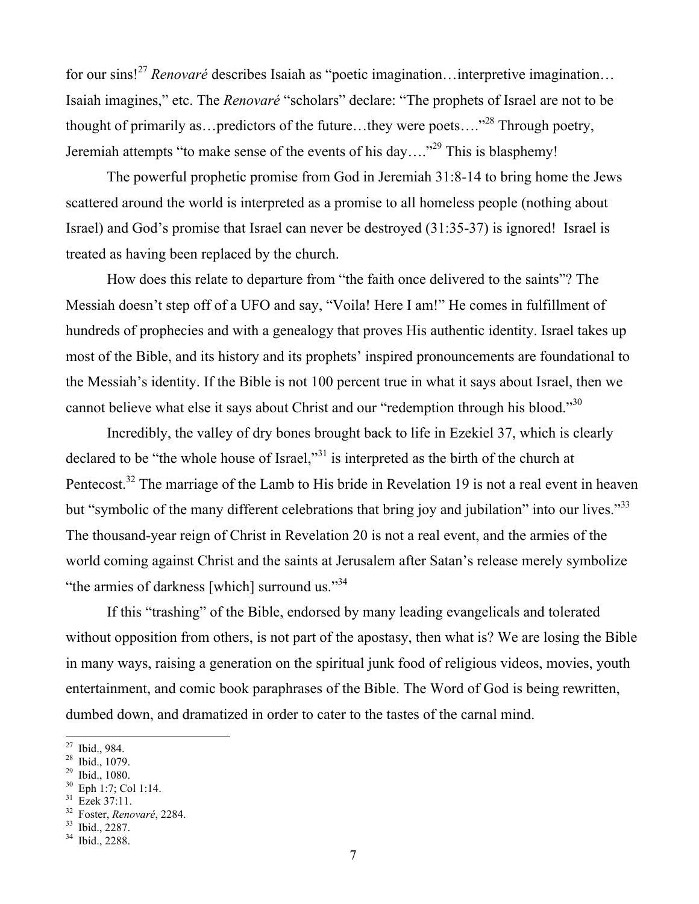for our sins![27] *Renovaré* describes Isaiah as "poetic imagination…interpretive imagination… Isaiah imagines," etc. The *Renovaré* "scholars" declare: "The prophets of Israel are not to be thought of primarily as…predictors of the future…they were poets…."[28] Through poetry, Jeremiah attempts "to make sense of the events of his day…."[29] This is blasphemy!

The powerful prophetic promise from God in Jeremiah 31:8-14 to bring home the Jews scattered around the world is interpreted as a promise to all homeless people (nothing about Israel) and God's promise that Israel can never be destroyed (31:35-37) is ignored! Israel is treated as having been replaced by the church.

How does this relate to departure from "the faith once delivered to the saints"? The Messiah doesn't step off of a UFO and say, "Voila! Here I am!" He comes in fulfillment of hundreds of prophecies and with a genealogy that proves His authentic identity. Israel takes up most of the Bible, and its history and its prophets' inspired pronouncements are foundational to the Messiah's identity. If the Bible is not 100 percent true in what it says about Israel, then we cannot believe what else it says about Christ and our "redemption through his blood."[30]

Incredibly, the valley of dry bones brought back to life in Ezekiel 37, which is clearly declared to be "the whole house of Israel,"[31] is interpreted as the birth of the church at Pentecost.[32] The marriage of the Lamb to His bride in Revelation 19 is not a real event in heaven but "symbolic of the many different celebrations that bring joy and jubilation" into our lives."[33] The thousand-year reign of Christ in Revelation 20 is not a real event, and the armies of the world coming against Christ and the saints at Jerusalem after Satan's release merely symbolize "the armies of darkness [which] surround us."[34]

If this "trashing" of the Bible, endorsed by many leading evangelicals and tolerated without opposition from others, is not part of the apostasy, then what is? We are losing the Bible in many ways, raising a generation on the spiritual junk food of religious videos, movies, youth entertainment, and comic book paraphrases of the Bible. The Word of God is being rewritten, dumbed down, and dramatized in order to cater to the tastes of the carnal mind.

---

[27] Ibid., 984.
[28] Ibid., 1079.
[29] Ibid., 1080.
[30] Eph 1:7; Col 1:14.
[31] Ezek 37:11.
[32] Foster, *Renovaré*, 2284.
[33] Ibid., 2287.
[34] Ibid., 2288.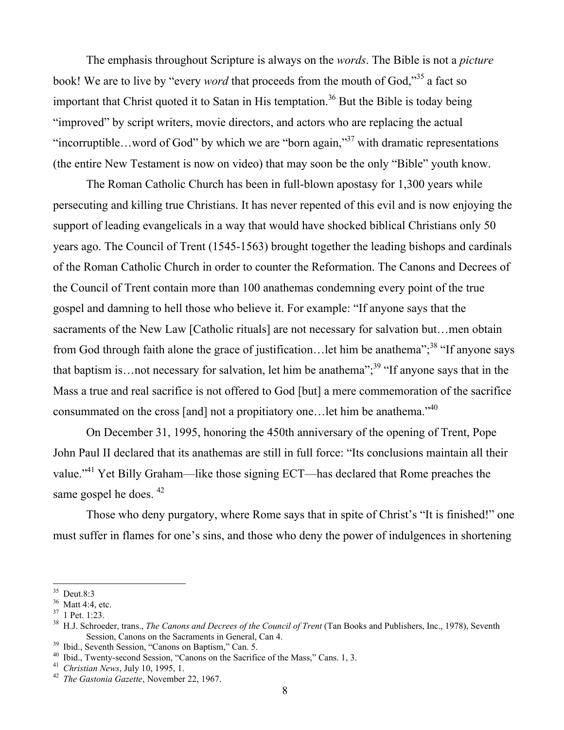The emphasis throughout Scripture is always on the *words*. The Bible is not a *picture* book! We are to live by "every *word* that proceeds from the mouth of God,"[35] a fact so important that Christ quoted it to Satan in His temptation.[36] But the Bible is today being "improved" by script writers, movie directors, and actors who are replacing the actual "incorruptible…word of God" by which we are "born again,"[37] with dramatic representations (the entire New Testament is now on video) that may soon be the only "Bible" youth know.

The Roman Catholic Church has been in full-blown apostasy for 1,300 years while persecuting and killing true Christians. It has never repented of this evil and is now enjoying the support of leading evangelicals in a way that would have shocked biblical Christians only 50 years ago. The Council of Trent (1545-1563) brought together the leading bishops and cardinals of the Roman Catholic Church in order to counter the Reformation. The Canons and Decrees of the Council of Trent contain more than 100 anathemas condemning every point of the true gospel and damning to hell those who believe it. For example: "If anyone says that the sacraments of the New Law [Catholic rituals] are not necessary for salvation but…men obtain from God through faith alone the grace of justification…let him be anathema";[38] "If anyone says that baptism is…not necessary for salvation, let him be anathema";[39] "If anyone says that in the Mass a true and real sacrifice is not offered to God [but] a mere commemoration of the sacrifice consummated on the cross [and] not a propitiatory one…let him be anathema."[40]

On December 31, 1995, honoring the 450th anniversary of the opening of Trent, Pope John Paul II declared that its anathemas are still in full force: "Its conclusions maintain all their value."[41] Yet Billy Graham—like those signing ECT—has declared that Rome preaches the same gospel he does. [42]

Those who deny purgatory, where Rome says that in spite of Christ's "It is finished!" one must suffer in flames for one's sins, and those who deny the power of indulgences in shortening

---

[35] Deut.8:3

[36] Matt 4:4, etc.

[37] 1 Pet. 1:23.

[38] H.J. Schroeder, trans., *The Canons and Decrees of the Council of Trent* (Tan Books and Publishers, Inc., 1978), Seventh Session, Canons on the Sacraments in General, Can 4.

[39] Ibid., Seventh Session, "Canons on Baptism," Can. 5.

[40] Ibid., Twenty-second Session, "Canons on the Sacrifice of the Mass," Cans. 1, 3.

[41] *Christian News*, July 10, 1995, 1.

[42] *The Gastonia Gazette*, November 22, 1967.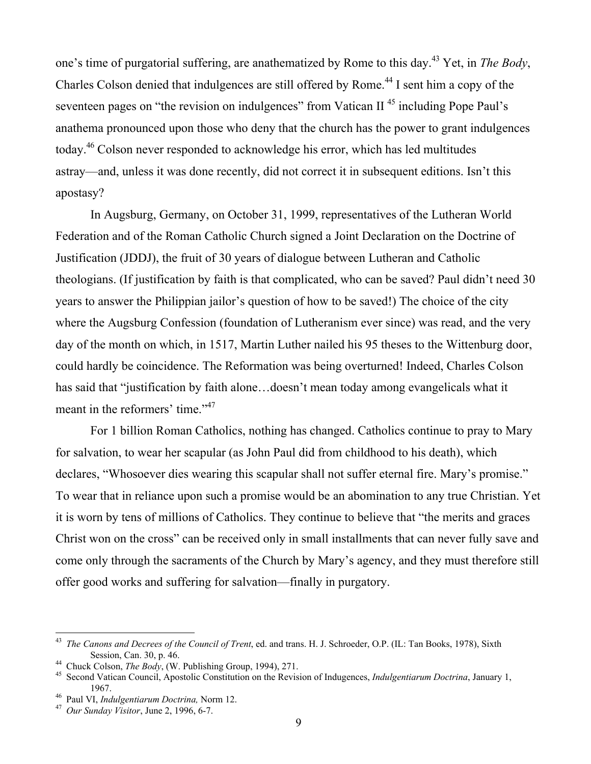one's time of purgatorial suffering, are anathematized by Rome to this day.[43] Yet, in *The Body*, Charles Colson denied that indulgences are still offered by Rome.[44] I sent him a copy of the seventeen pages on "the revision on indulgences" from Vatican II [45] including Pope Paul's anathema pronounced upon those who deny that the church has the power to grant indulgences today.[46] Colson never responded to acknowledge his error, which has led multitudes astray—and, unless it was done recently, did not correct it in subsequent editions. Isn't this apostasy?

In Augsburg, Germany, on October 31, 1999, representatives of the Lutheran World Federation and of the Roman Catholic Church signed a Joint Declaration on the Doctrine of Justification (JDDJ), the fruit of 30 years of dialogue between Lutheran and Catholic theologians. (If justification by faith is that complicated, who can be saved? Paul didn't need 30 years to answer the Philippian jailor's question of how to be saved!) The choice of the city where the Augsburg Confession (foundation of Lutheranism ever since) was read, and the very day of the month on which, in 1517, Martin Luther nailed his 95 theses to the Wittenburg door, could hardly be coincidence. The Reformation was being overturned! Indeed, Charles Colson has said that "justification by faith alone…doesn't mean today among evangelicals what it meant in the reformers' time."[47]

For 1 billion Roman Catholics, nothing has changed. Catholics continue to pray to Mary for salvation, to wear her scapular (as John Paul did from childhood to his death), which declares, "Whosoever dies wearing this scapular shall not suffer eternal fire. Mary's promise." To wear that in reliance upon such a promise would be an abomination to any true Christian. Yet it is worn by tens of millions of Catholics. They continue to believe that "the merits and graces Christ won on the cross" can be received only in small installments that can never fully save and come only through the sacraments of the Church by Mary's agency, and they must therefore still offer good works and suffering for salvation—finally in purgatory.

---

[43] *The Canons and Decrees of the Council of Trent*, ed. and trans. H. J. Schroeder, O.P. (IL: Tan Books, 1978), Sixth Session, Can. 30, p. 46.

[44] Chuck Colson, *The Body*, (W. Publishing Group, 1994), 271.

[45] Second Vatican Council, Apostolic Constitution on the Revision of Indugences, *Indulgentiarum Doctrina*, January 1, 1967.

[46] Paul VI, *Indulgentiarum Doctrina,* Norm 12.

[47] *Our Sunday Visitor*, June 2, 1996, 6-7.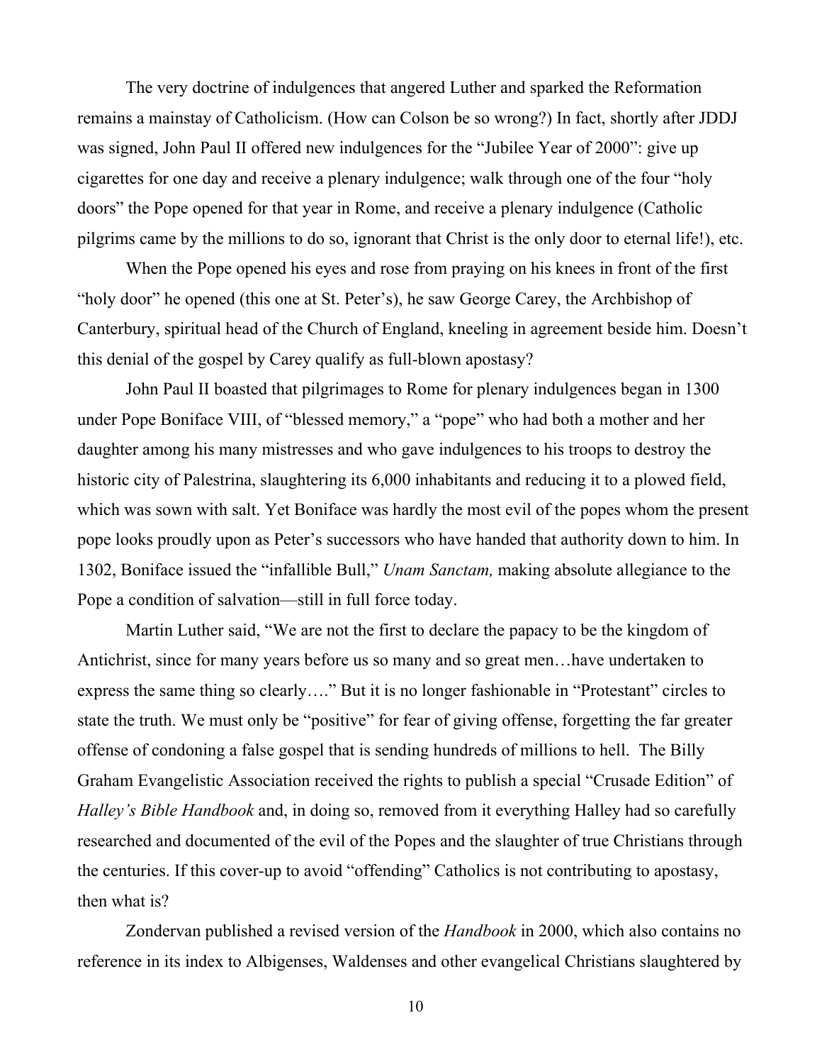The very doctrine of indulgences that angered Luther and sparked the Reformation remains a mainstay of Catholicism. (How can Colson be so wrong?) In fact, shortly after JDDJ was signed, John Paul II offered new indulgences for the "Jubilee Year of 2000": give up cigarettes for one day and receive a plenary indulgence; walk through one of the four "holy doors" the Pope opened for that year in Rome, and receive a plenary indulgence (Catholic pilgrims came by the millions to do so, ignorant that Christ is the only door to eternal life!), etc.

When the Pope opened his eyes and rose from praying on his knees in front of the first "holy door" he opened (this one at St. Peter's), he saw George Carey, the Archbishop of Canterbury, spiritual head of the Church of England, kneeling in agreement beside him. Doesn't this denial of the gospel by Carey qualify as full-blown apostasy?

John Paul II boasted that pilgrimages to Rome for plenary indulgences began in 1300 under Pope Boniface VIII, of "blessed memory," a "pope" who had both a mother and her daughter among his many mistresses and who gave indulgences to his troops to destroy the historic city of Palestrina, slaughtering its 6,000 inhabitants and reducing it to a plowed field, which was sown with salt. Yet Boniface was hardly the most evil of the popes whom the present pope looks proudly upon as Peter's successors who have handed that authority down to him. In 1302, Boniface issued the "infallible Bull," *Unam Sanctam,* making absolute allegiance to the Pope a condition of salvation—still in full force today.

Martin Luther said, "We are not the first to declare the papacy to be the kingdom of Antichrist, since for many years before us so many and so great men…have undertaken to express the same thing so clearly…." But it is no longer fashionable in "Protestant" circles to state the truth. We must only be "positive" for fear of giving offense, forgetting the far greater offense of condoning a false gospel that is sending hundreds of millions to hell. The Billy Graham Evangelistic Association received the rights to publish a special "Crusade Edition" of *Halley's Bible Handbook* and, in doing so, removed from it everything Halley had so carefully researched and documented of the evil of the Popes and the slaughter of true Christians through the centuries. If this cover-up to avoid "offending" Catholics is not contributing to apostasy, then what is?

Zondervan published a revised version of the *Handbook* in 2000, which also contains no reference in its index to Albigenses, Waldenses and other evangelical Christians slaughtered by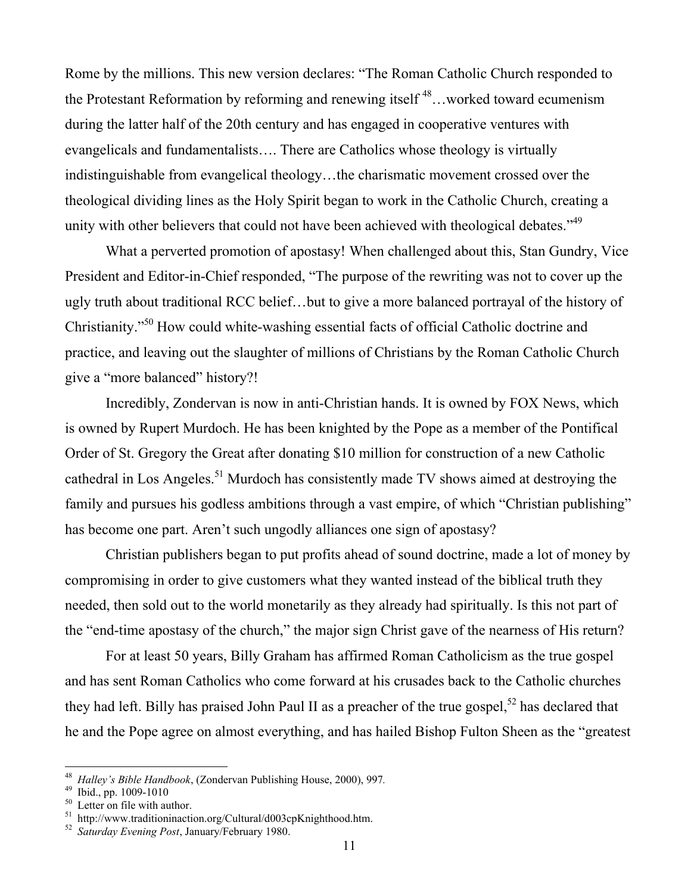Rome by the millions. This new version declares: "The Roman Catholic Church responded to the Protestant Reformation by reforming and renewing itself [48]…worked toward ecumenism during the latter half of the 20th century and has engaged in cooperative ventures with evangelicals and fundamentalists…. There are Catholics whose theology is virtually indistinguishable from evangelical theology…the charismatic movement crossed over the theological dividing lines as the Holy Spirit began to work in the Catholic Church, creating a unity with other believers that could not have been achieved with theological debates."[49]

What a perverted promotion of apostasy! When challenged about this, Stan Gundry, Vice President and Editor-in-Chief responded, "The purpose of the rewriting was not to cover up the ugly truth about traditional RCC belief…but to give a more balanced portrayal of the history of Christianity."[50] How could white-washing essential facts of official Catholic doctrine and practice, and leaving out the slaughter of millions of Christians by the Roman Catholic Church give a "more balanced" history?!

Incredibly, Zondervan is now in anti-Christian hands. It is owned by FOX News, which is owned by Rupert Murdoch. He has been knighted by the Pope as a member of the Pontifical Order of St. Gregory the Great after donating $10 million for construction of a new Catholic cathedral in Los Angeles.[51] Murdoch has consistently made TV shows aimed at destroying the family and pursues his godless ambitions through a vast empire, of which "Christian publishing" has become one part. Aren't such ungodly alliances one sign of apostasy?

Christian publishers began to put profits ahead of sound doctrine, made a lot of money by compromising in order to give customers what they wanted instead of the biblical truth they needed, then sold out to the world monetarily as they already had spiritually. Is this not part of the "end-time apostasy of the church," the major sign Christ gave of the nearness of His return?

For at least 50 years, Billy Graham has affirmed Roman Catholicism as the true gospel and has sent Roman Catholics who come forward at his crusades back to the Catholic churches they had left. Billy has praised John Paul II as a preacher of the true gospel,[52] has declared that he and the Pope agree on almost everything, and has hailed Bishop Fulton Sheen as the "greatest

---

[48] *Halley's Bible Handbook*, (Zondervan Publishing House, 2000), 997.
[49] Ibid., pp. 1009-1010
[50] Letter on file with author.
[51] http://www.traditioninaction.org/Cultural/d003cpKnighthood.htm.
[52] *Saturday Evening Post*, January/February 1980.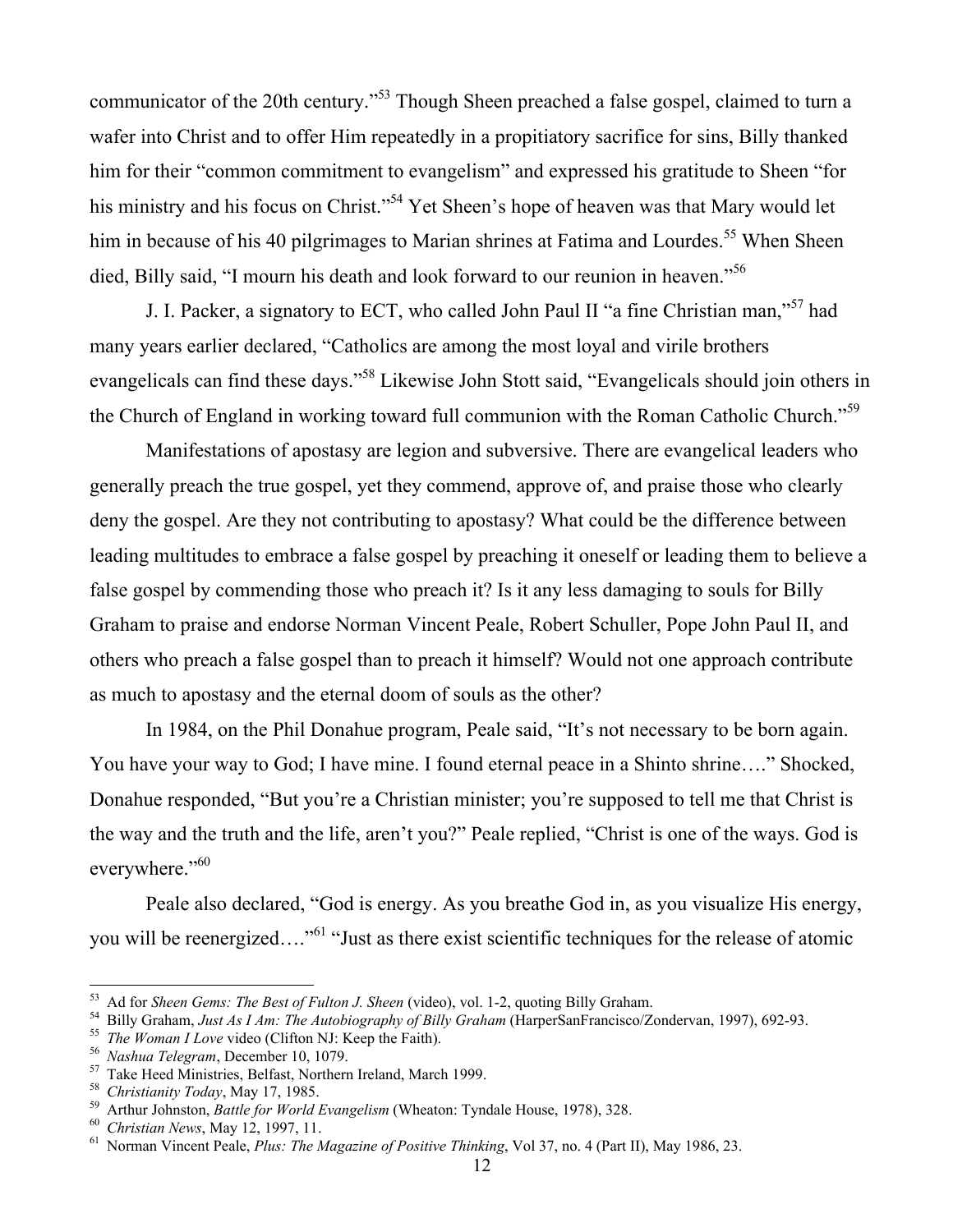communicator of the 20th century."[53] Though Sheen preached a false gospel, claimed to turn a wafer into Christ and to offer Him repeatedly in a propitiatory sacrifice for sins, Billy thanked him for their "common commitment to evangelism" and expressed his gratitude to Sheen "for his ministry and his focus on Christ."[54] Yet Sheen's hope of heaven was that Mary would let him in because of his 40 pilgrimages to Marian shrines at Fatima and Lourdes.[55] When Sheen died, Billy said, "I mourn his death and look forward to our reunion in heaven."[56]

J. I. Packer, a signatory to ECT, who called John Paul II "a fine Christian man,"[57] had many years earlier declared, "Catholics are among the most loyal and virile brothers evangelicals can find these days."[58] Likewise John Stott said, "Evangelicals should join others in the Church of England in working toward full communion with the Roman Catholic Church."[59]

Manifestations of apostasy are legion and subversive. There are evangelical leaders who generally preach the true gospel, yet they commend, approve of, and praise those who clearly deny the gospel. Are they not contributing to apostasy? What could be the difference between leading multitudes to embrace a false gospel by preaching it oneself or leading them to believe a false gospel by commending those who preach it? Is it any less damaging to souls for Billy Graham to praise and endorse Norman Vincent Peale, Robert Schuller, Pope John Paul II, and others who preach a false gospel than to preach it himself? Would not one approach contribute as much to apostasy and the eternal doom of souls as the other?

In 1984, on the Phil Donahue program, Peale said, "It's not necessary to be born again. You have your way to God; I have mine. I found eternal peace in a Shinto shrine…." Shocked, Donahue responded, "But you're a Christian minister; you're supposed to tell me that Christ is the way and the truth and the life, aren't you?" Peale replied, "Christ is one of the ways. God is everywhere."[60]

Peale also declared, "God is energy. As you breathe God in, as you visualize His energy, you will be reenergized…."[61] "Just as there exist scientific techniques for the release of atomic

---

[53] Ad for *Sheen Gems: The Best of Fulton J. Sheen* (video), vol. 1-2, quoting Billy Graham.

[54] Billy Graham, *Just As I Am: The Autobiography of Billy Graham* (HarperSanFrancisco/Zondervan, 1997), 692-93.

[55] *The Woman I Love* video (Clifton NJ: Keep the Faith).

[56] *Nashua Telegram*, December 10, 1079.

[57] Take Heed Ministries, Belfast, Northern Ireland, March 1999.

[58] *Christianity Today*, May 17, 1985.

[59] Arthur Johnston, *Battle for World Evangelism* (Wheaton: Tyndale House, 1978), 328.

[60] *Christian News*, May 12, 1997, 11.

[61] Norman Vincent Peale, *Plus: The Magazine of Positive Thinking*, Vol 37, no. 4 (Part II), May 1986, 23.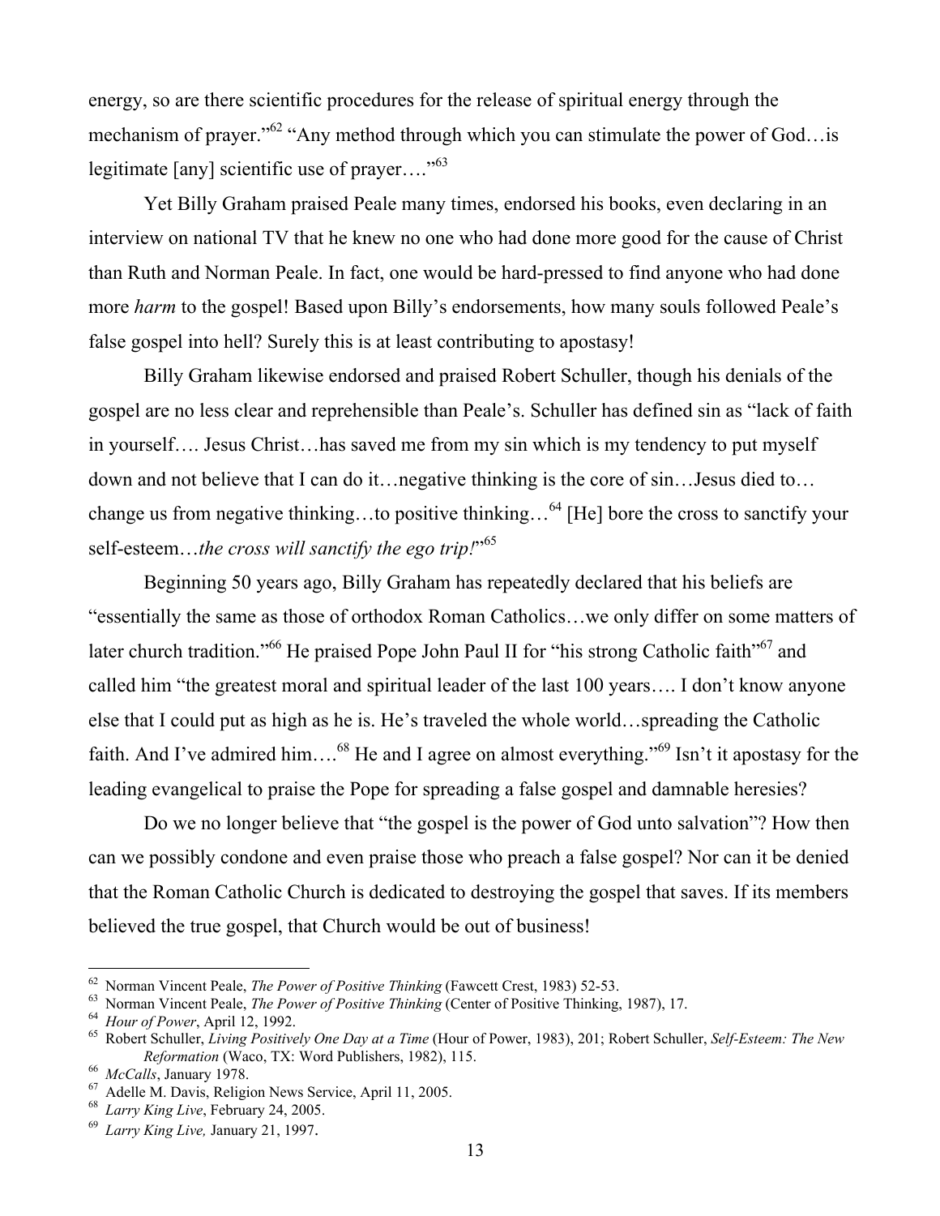energy, so are there scientific procedures for the release of spiritual energy through the mechanism of prayer."[62] "Any method through which you can stimulate the power of God…is legitimate [any] scientific use of prayer…."[63]

Yet Billy Graham praised Peale many times, endorsed his books, even declaring in an interview on national TV that he knew no one who had done more good for the cause of Christ than Ruth and Norman Peale. In fact, one would be hard-pressed to find anyone who had done more *harm* to the gospel! Based upon Billy's endorsements, how many souls followed Peale's false gospel into hell? Surely this is at least contributing to apostasy!

Billy Graham likewise endorsed and praised Robert Schuller, though his denials of the gospel are no less clear and reprehensible than Peale's. Schuller has defined sin as "lack of faith in yourself…. Jesus Christ…has saved me from my sin which is my tendency to put myself down and not believe that I can do it…negative thinking is the core of sin…Jesus died to… change us from negative thinking…to positive thinking…[64] [He] bore the cross to sanctify your self-esteem…*the cross will sanctify the ego trip!*"[65]

Beginning 50 years ago, Billy Graham has repeatedly declared that his beliefs are "essentially the same as those of orthodox Roman Catholics…we only differ on some matters of later church tradition."[66] He praised Pope John Paul II for "his strong Catholic faith"[67] and called him "the greatest moral and spiritual leader of the last 100 years…. I don't know anyone else that I could put as high as he is. He's traveled the whole world…spreading the Catholic faith. And I've admired him….[68] He and I agree on almost everything."[69] Isn't it apostasy for the leading evangelical to praise the Pope for spreading a false gospel and damnable heresies?

Do we no longer believe that "the gospel is the power of God unto salvation"? How then can we possibly condone and even praise those who preach a false gospel? Nor can it be denied that the Roman Catholic Church is dedicated to destroying the gospel that saves. If its members believed the true gospel, that Church would be out of business!

---

[62] Norman Vincent Peale, *The Power of Positive Thinking* (Fawcett Crest, 1983) 52-53.
[63] Norman Vincent Peale, *The Power of Positive Thinking* (Center of Positive Thinking, 1987), 17.
[64] *Hour of Power*, April 12, 1992.
[65] Robert Schuller, *Living Positively One Day at a Time* (Hour of Power, 1983), 201; Robert Schuller, *Self-Esteem: The New Reformation* (Waco, TX: Word Publishers, 1982), 115.
[66] *McCalls*, January 1978.
[67] Adelle M. Davis, Religion News Service, April 11, 2005.
[68] *Larry King Live*, February 24, 2005.
[69] *Larry King Live,* January 21, 1997.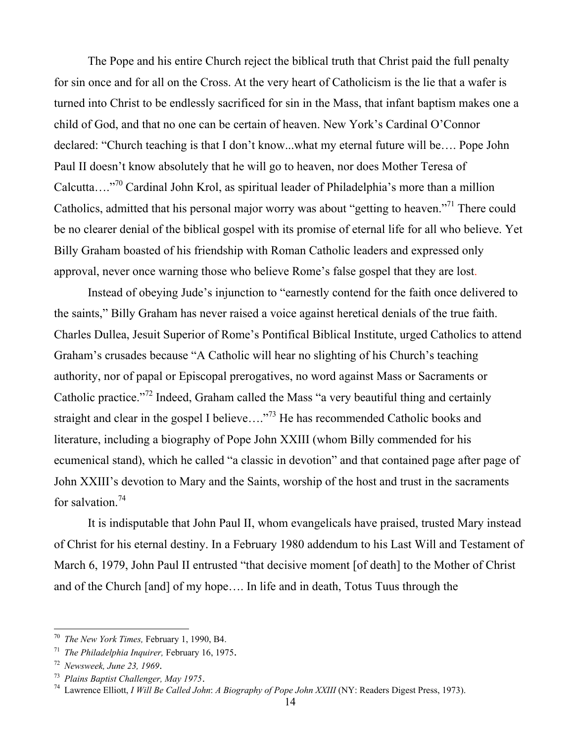The Pope and his entire Church reject the biblical truth that Christ paid the full penalty for sin once and for all on the Cross. At the very heart of Catholicism is the lie that a wafer is turned into Christ to be endlessly sacrificed for sin in the Mass, that infant baptism makes one a child of God, and that no one can be certain of heaven. New York's Cardinal O'Connor declared: "Church teaching is that I don't know...what my eternal future will be…. Pope John Paul II doesn't know absolutely that he will go to heaven, nor does Mother Teresa of Calcutta…."[70] Cardinal John Krol, as spiritual leader of Philadelphia's more than a million Catholics, admitted that his personal major worry was about "getting to heaven."[71] There could be no clearer denial of the biblical gospel with its promise of eternal life for all who believe. Yet Billy Graham boasted of his friendship with Roman Catholic leaders and expressed only approval, never once warning those who believe Rome's false gospel that they are lost.

Instead of obeying Jude's injunction to "earnestly contend for the faith once delivered to the saints," Billy Graham has never raised a voice against heretical denials of the true faith. Charles Dullea, Jesuit Superior of Rome's Pontifical Biblical Institute, urged Catholics to attend Graham's crusades because "A Catholic will hear no slighting of his Church's teaching authority, nor of papal or Episcopal prerogatives, no word against Mass or Sacraments or Catholic practice."[72] Indeed, Graham called the Mass "a very beautiful thing and certainly straight and clear in the gospel I believe…."[73] He has recommended Catholic books and literature, including a biography of Pope John XXIII (whom Billy commended for his ecumenical stand), which he called "a classic in devotion" and that contained page after page of John XXIII's devotion to Mary and the Saints, worship of the host and trust in the sacraments for salvation.[74]

It is indisputable that John Paul II, whom evangelicals have praised, trusted Mary instead of Christ for his eternal destiny. In a February 1980 addendum to his Last Will and Testament of March 6, 1979, John Paul II entrusted "that decisive moment [of death] to the Mother of Christ and of the Church [and] of my hope…. In life and in death, Totus Tuus through the

---

[70] *The New York Times,* February 1, 1990, B4.

[71] *The Philadelphia Inquirer,* February 16, 1975.

[72] *Newsweek, June 23, 1969*.

[73] *Plains Baptist Challenger, May 1975*.

[74] Lawrence Elliott, *I Will Be Called John*: *A Biography of Pope John XXIII* (NY: Readers Digest Press, 1973).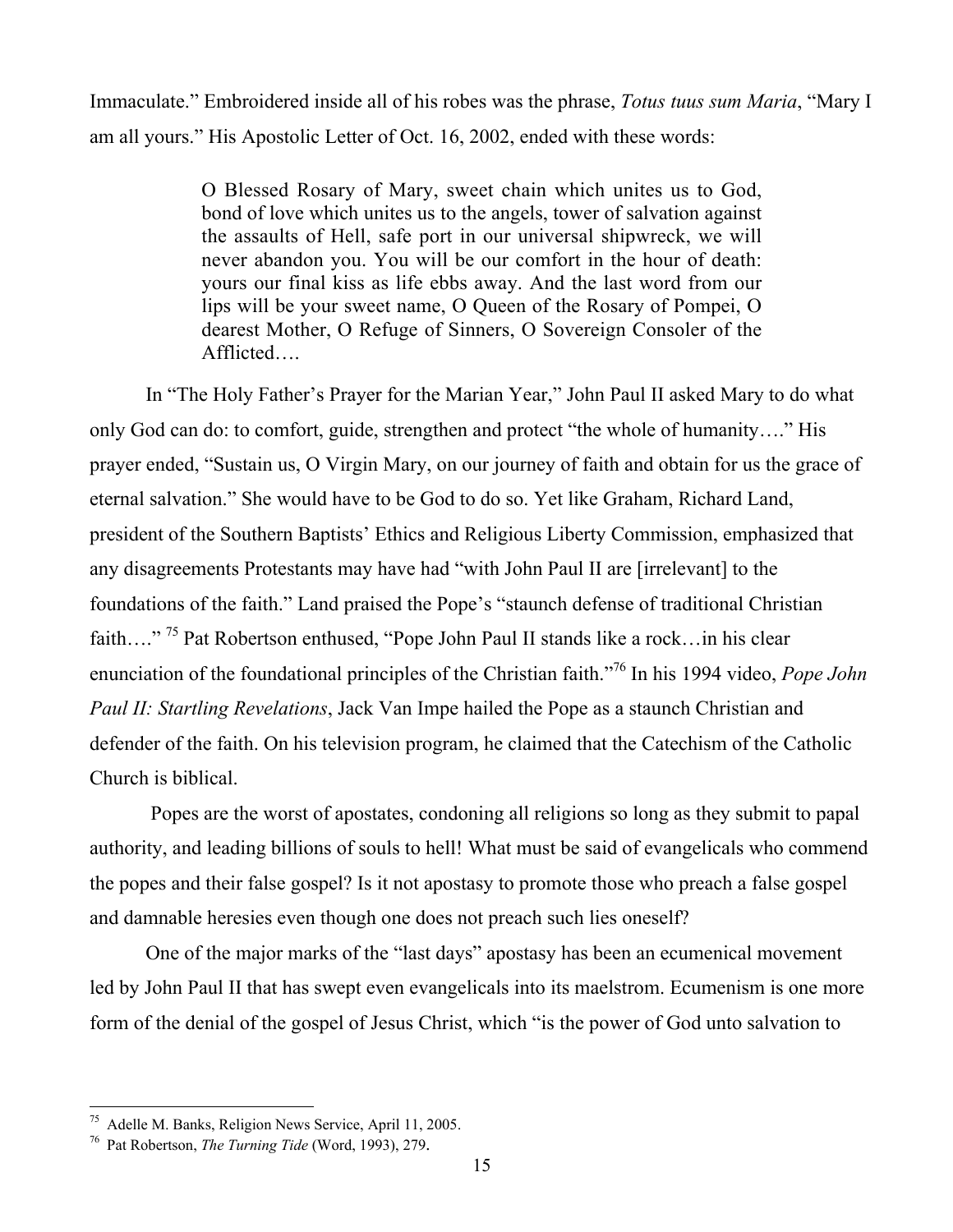Immaculate." Embroidered inside all of his robes was the phrase, *Totus tuus sum Maria*, "Mary I am all yours." His Apostolic Letter of Oct. 16, 2002, ended with these words:

> O Blessed Rosary of Mary, sweet chain which unites us to God, bond of love which unites us to the angels, tower of salvation against the assaults of Hell, safe port in our universal shipwreck, we will never abandon you. You will be our comfort in the hour of death: yours our final kiss as life ebbs away. And the last word from our lips will be your sweet name, O Queen of the Rosary of Pompei, O dearest Mother, O Refuge of Sinners, O Sovereign Consoler of the Afflicted….

In "The Holy Father's Prayer for the Marian Year," John Paul II asked Mary to do what only God can do: to comfort, guide, strengthen and protect "the whole of humanity…." His prayer ended, "Sustain us, O Virgin Mary, on our journey of faith and obtain for us the grace of eternal salvation." She would have to be God to do so. Yet like Graham, Richard Land, president of the Southern Baptists' Ethics and Religious Liberty Commission, emphasized that any disagreements Protestants may have had "with John Paul II are [irrelevant] to the foundations of the faith." Land praised the Pope's "staunch defense of traditional Christian faith…." [75] Pat Robertson enthused, "Pope John Paul II stands like a rock…in his clear enunciation of the foundational principles of the Christian faith."[76] In his 1994 video, *Pope John Paul II: Startling Revelations*, Jack Van Impe hailed the Pope as a staunch Christian and defender of the faith. On his television program, he claimed that the Catechism of the Catholic Church is biblical.

Popes are the worst of apostates, condoning all religions so long as they submit to papal authority, and leading billions of souls to hell! What must be said of evangelicals who commend the popes and their false gospel? Is it not apostasy to promote those who preach a false gospel and damnable heresies even though one does not preach such lies oneself?

One of the major marks of the "last days" apostasy has been an ecumenical movement led by John Paul II that has swept even evangelicals into its maelstrom. Ecumenism is one more form of the denial of the gospel of Jesus Christ, which "is the power of God unto salvation to

---

[75] Adelle M. Banks, Religion News Service, April 11, 2005.

[76] Pat Robertson, *The Turning Tide* (Word, 1993), 279.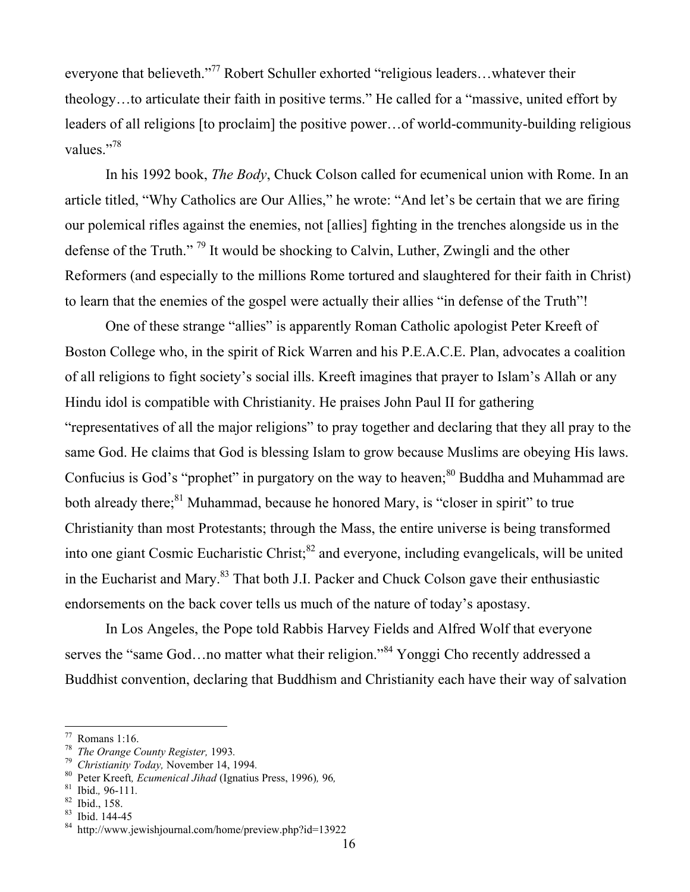everyone that believeth."[77] Robert Schuller exhorted "religious leaders…whatever their theology…to articulate their faith in positive terms." He called for a "massive, united effort by leaders of all religions [to proclaim] the positive power…of world-community-building religious values."[78]

In his 1992 book, *The Body*, Chuck Colson called for ecumenical union with Rome. In an article titled, "Why Catholics are Our Allies," he wrote: "And let's be certain that we are firing our polemical rifles against the enemies, not [allies] fighting in the trenches alongside us in the defense of the Truth." [79] It would be shocking to Calvin, Luther, Zwingli and the other Reformers (and especially to the millions Rome tortured and slaughtered for their faith in Christ) to learn that the enemies of the gospel were actually their allies "in defense of the Truth"!

One of these strange "allies" is apparently Roman Catholic apologist Peter Kreeft of Boston College who, in the spirit of Rick Warren and his P.E.A.C.E. Plan, advocates a coalition of all religions to fight society's social ills. Kreeft imagines that prayer to Islam's Allah or any Hindu idol is compatible with Christianity. He praises John Paul II for gathering "representatives of all the major religions" to pray together and declaring that they all pray to the same God. He claims that God is blessing Islam to grow because Muslims are obeying His laws. Confucius is God's "prophet" in purgatory on the way to heaven;[80] Buddha and Muhammad are both already there;[81] Muhammad, because he honored Mary, is "closer in spirit" to true Christianity than most Protestants; through the Mass, the entire universe is being transformed into one giant Cosmic Eucharistic Christ;[82] and everyone, including evangelicals, will be united in the Eucharist and Mary.[83] That both J.I. Packer and Chuck Colson gave their enthusiastic endorsements on the back cover tells us much of the nature of today's apostasy.

In Los Angeles, the Pope told Rabbis Harvey Fields and Alfred Wolf that everyone serves the "same God…no matter what their religion."[84] Yonggi Cho recently addressed a Buddhist convention, declaring that Buddhism and Christianity each have their way of salvation

---

[77] Romans 1:16.

[78] *The Orange County Register,* 1993.

[79] *Christianity Today,* November 14, 1994.

[80] Peter Kreeft*, Ecumenical Jihad* (Ignatius Press, 1996)*,* 96*,*

[81] Ibid.*,* 96-111.

[82] Ibid., 158.

[83] Ibid. 144-45

[84] http://www.jewishjournal.com/home/preview.php?id=13922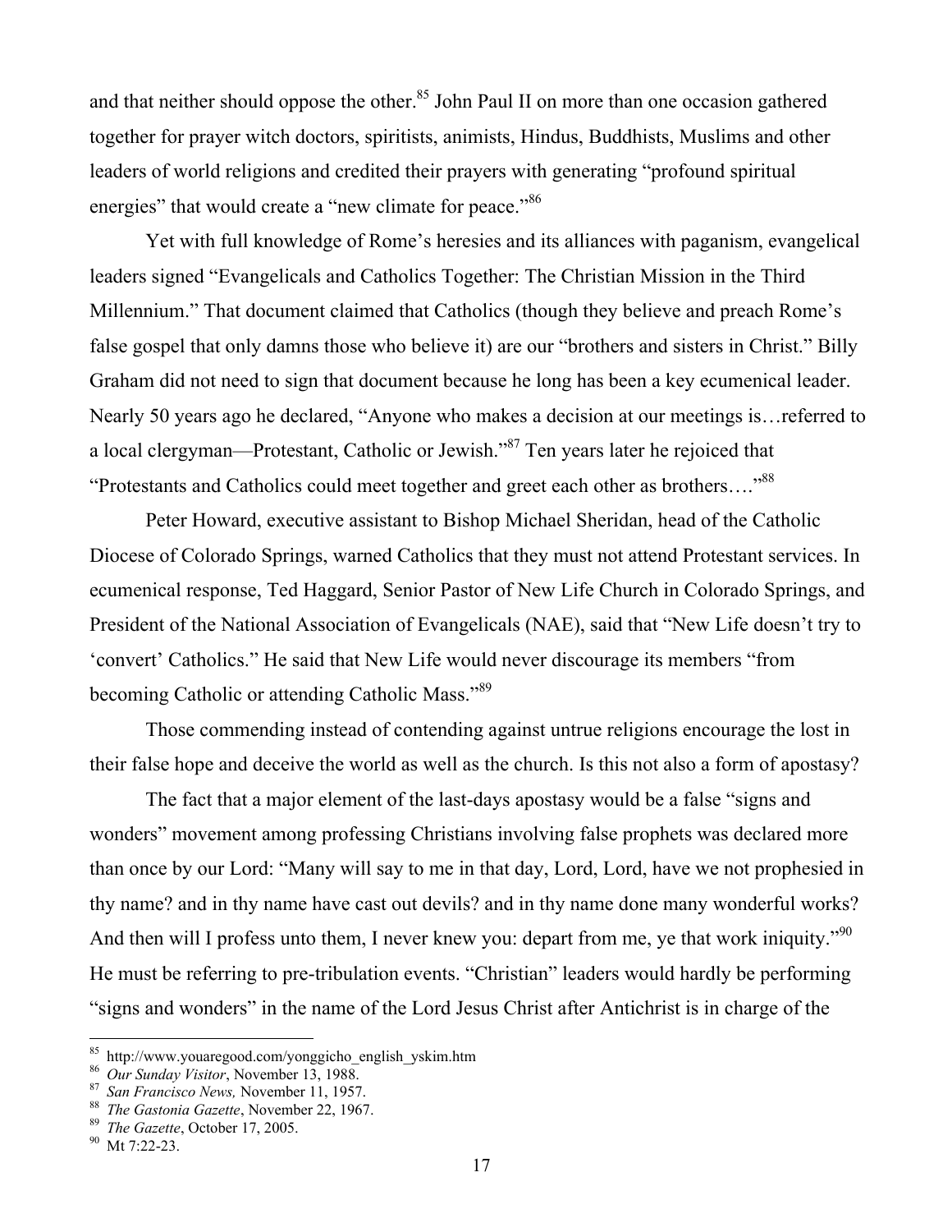and that neither should oppose the other.[85] John Paul II on more than one occasion gathered together for prayer witch doctors, spiritists, animists, Hindus, Buddhists, Muslims and other leaders of world religions and credited their prayers with generating "profound spiritual energies" that would create a "new climate for peace."[86]

Yet with full knowledge of Rome's heresies and its alliances with paganism, evangelical leaders signed "Evangelicals and Catholics Together: The Christian Mission in the Third Millennium." That document claimed that Catholics (though they believe and preach Rome's false gospel that only damns those who believe it) are our "brothers and sisters in Christ." Billy Graham did not need to sign that document because he long has been a key ecumenical leader. Nearly 50 years ago he declared, "Anyone who makes a decision at our meetings is…referred to a local clergyman—Protestant, Catholic or Jewish."[87] Ten years later he rejoiced that "Protestants and Catholics could meet together and greet each other as brothers…."[88]

Peter Howard, executive assistant to Bishop Michael Sheridan, head of the Catholic Diocese of Colorado Springs, warned Catholics that they must not attend Protestant services. In ecumenical response, Ted Haggard, Senior Pastor of New Life Church in Colorado Springs, and President of the National Association of Evangelicals (NAE), said that "New Life doesn't try to 'convert' Catholics." He said that New Life would never discourage its members "from becoming Catholic or attending Catholic Mass."[89]

Those commending instead of contending against untrue religions encourage the lost in their false hope and deceive the world as well as the church. Is this not also a form of apostasy?

The fact that a major element of the last-days apostasy would be a false "signs and wonders" movement among professing Christians involving false prophets was declared more than once by our Lord: "Many will say to me in that day, Lord, Lord, have we not prophesied in thy name? and in thy name have cast out devils? and in thy name done many wonderful works? And then will I profess unto them, I never knew you: depart from me, ye that work iniquity."[90] He must be referring to pre-tribulation events. "Christian" leaders would hardly be performing "signs and wonders" in the name of the Lord Jesus Christ after Antichrist is in charge of the

---

[85] http://www.youaregood.com/yonggicho_english_yskim.htm
[86] *Our Sunday Visitor*, November 13, 1988.
[87] *San Francisco News,* November 11, 1957.
[88] *The Gastonia Gazette*, November 22, 1967.
[89] *The Gazette*, October 17, 2005.
[90] Mt 7:22-23.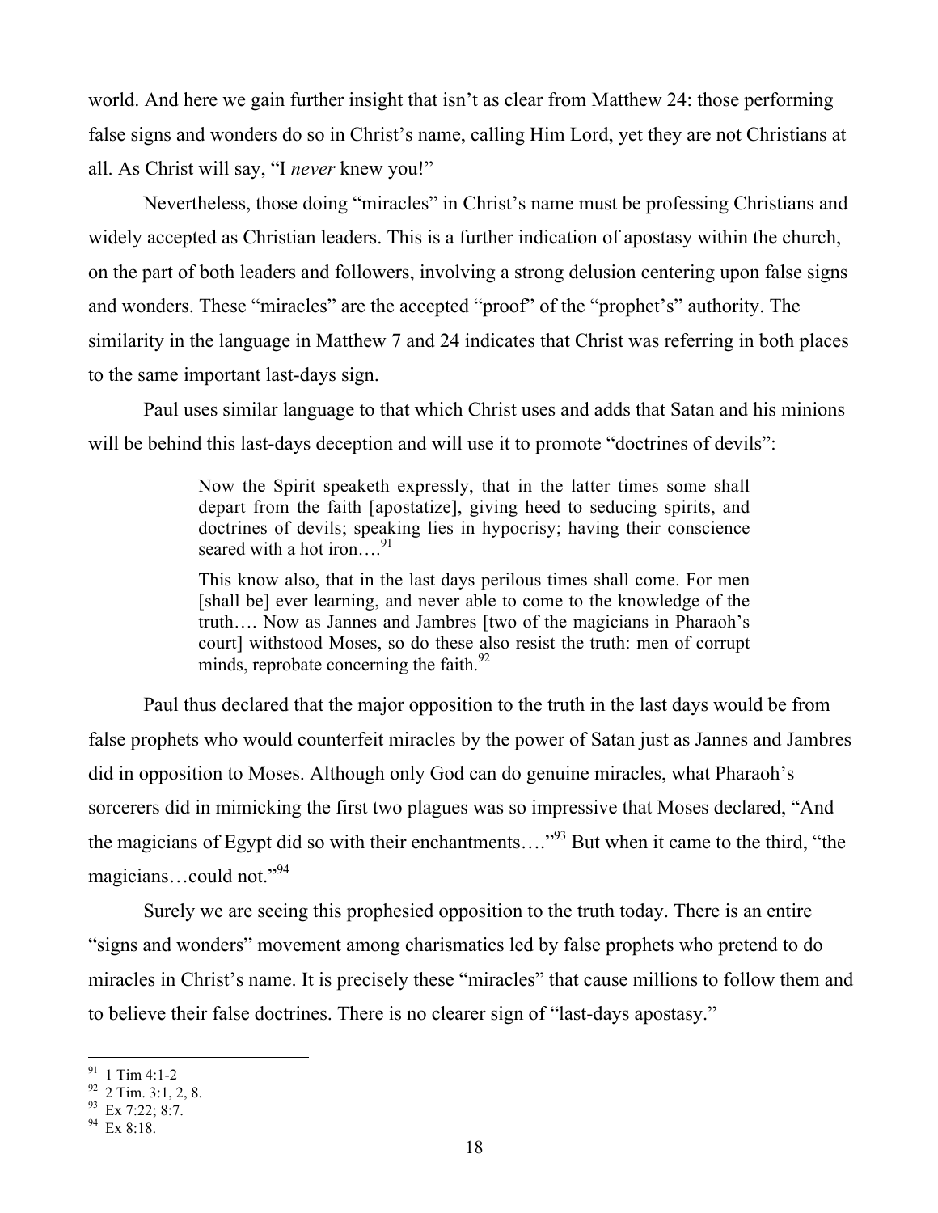world. And here we gain further insight that isn't as clear from Matthew 24: those performing false signs and wonders do so in Christ's name, calling Him Lord, yet they are not Christians at all. As Christ will say, "I *never* knew you!"

Nevertheless, those doing "miracles" in Christ's name must be professing Christians and widely accepted as Christian leaders. This is a further indication of apostasy within the church, on the part of both leaders and followers, involving a strong delusion centering upon false signs and wonders. These "miracles" are the accepted "proof" of the "prophet's" authority. The similarity in the language in Matthew 7 and 24 indicates that Christ was referring in both places to the same important last-days sign.

Paul uses similar language to that which Christ uses and adds that Satan and his minions will be behind this last-days deception and will use it to promote "doctrines of devils":

> Now the Spirit speaketh expressly, that in the latter times some shall depart from the faith [apostatize], giving heed to seducing spirits, and doctrines of devils; speaking lies in hypocrisy; having their conscience seared with a hot iron….[91]
>
> This know also, that in the last days perilous times shall come. For men [shall be] ever learning, and never able to come to the knowledge of the truth…. Now as Jannes and Jambres [two of the magicians in Pharaoh's court] withstood Moses, so do these also resist the truth: men of corrupt minds, reprobate concerning the faith.[92]

Paul thus declared that the major opposition to the truth in the last days would be from false prophets who would counterfeit miracles by the power of Satan just as Jannes and Jambres did in opposition to Moses. Although only God can do genuine miracles, what Pharaoh's sorcerers did in mimicking the first two plagues was so impressive that Moses declared, "And the magicians of Egypt did so with their enchantments…."[93] But when it came to the third, "the magicians…could not."[94]

Surely we are seeing this prophesied opposition to the truth today. There is an entire "signs and wonders" movement among charismatics led by false prophets who pretend to do miracles in Christ's name. It is precisely these "miracles" that cause millions to follow them and to believe their false doctrines. There is no clearer sign of "last-days apostasy."

---

[91] 1 Tim 4:1-2
[92] 2 Tim. 3:1, 2, 8.
[93] Ex 7:22; 8:7.
[94] Ex 8:18.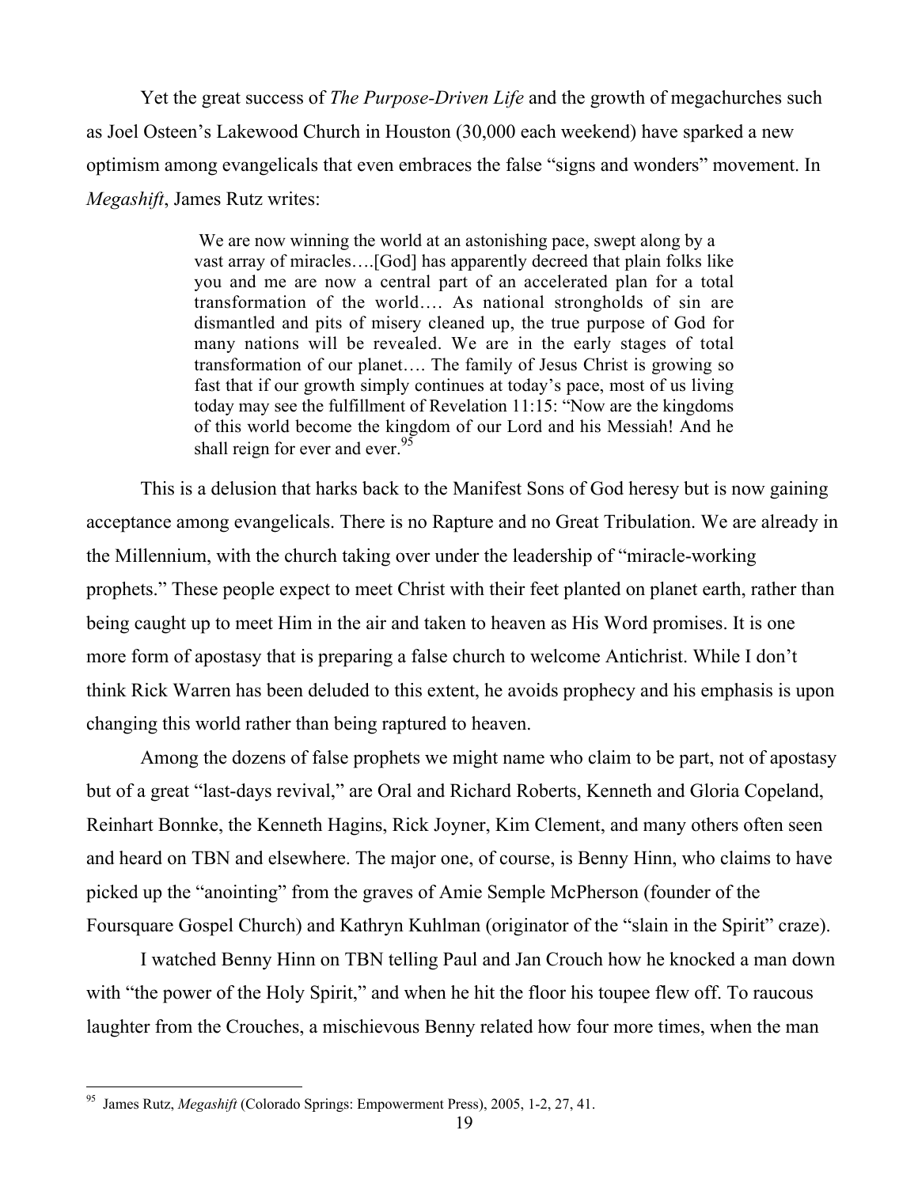Yet the great success of *The Purpose-Driven Life* and the growth of megachurches such as Joel Osteen's Lakewood Church in Houston (30,000 each weekend) have sparked a new optimism among evangelicals that even embraces the false "signs and wonders" movement. In *Megashift*, James Rutz writes:

> We are now winning the world at an astonishing pace, swept along by a vast array of miracles….[God] has apparently decreed that plain folks like you and me are now a central part of an accelerated plan for a total transformation of the world…. As national strongholds of sin are dismantled and pits of misery cleaned up, the true purpose of God for many nations will be revealed. We are in the early stages of total transformation of our planet…. The family of Jesus Christ is growing so fast that if our growth simply continues at today's pace, most of us living today may see the fulfillment of Revelation 11:15: "Now are the kingdoms of this world become the kingdom of our Lord and his Messiah! And he shall reign for ever and ever.[95]

This is a delusion that harks back to the Manifest Sons of God heresy but is now gaining acceptance among evangelicals. There is no Rapture and no Great Tribulation. We are already in the Millennium, with the church taking over under the leadership of "miracle-working prophets." These people expect to meet Christ with their feet planted on planet earth, rather than being caught up to meet Him in the air and taken to heaven as His Word promises. It is one more form of apostasy that is preparing a false church to welcome Antichrist. While I don't think Rick Warren has been deluded to this extent, he avoids prophecy and his emphasis is upon changing this world rather than being raptured to heaven.

Among the dozens of false prophets we might name who claim to be part, not of apostasy but of a great "last-days revival," are Oral and Richard Roberts, Kenneth and Gloria Copeland, Reinhart Bonnke, the Kenneth Hagins, Rick Joyner, Kim Clement, and many others often seen and heard on TBN and elsewhere. The major one, of course, is Benny Hinn, who claims to have picked up the "anointing" from the graves of Amie Semple McPherson (founder of the Foursquare Gospel Church) and Kathryn Kuhlman (originator of the "slain in the Spirit" craze).

I watched Benny Hinn on TBN telling Paul and Jan Crouch how he knocked a man down with "the power of the Holy Spirit," and when he hit the floor his toupee flew off. To raucous laughter from the Crouches, a mischievous Benny related how four more times, when the man

---

[95] James Rutz, *Megashift* (Colorado Springs: Empowerment Press), 2005, 1-2, 27, 41.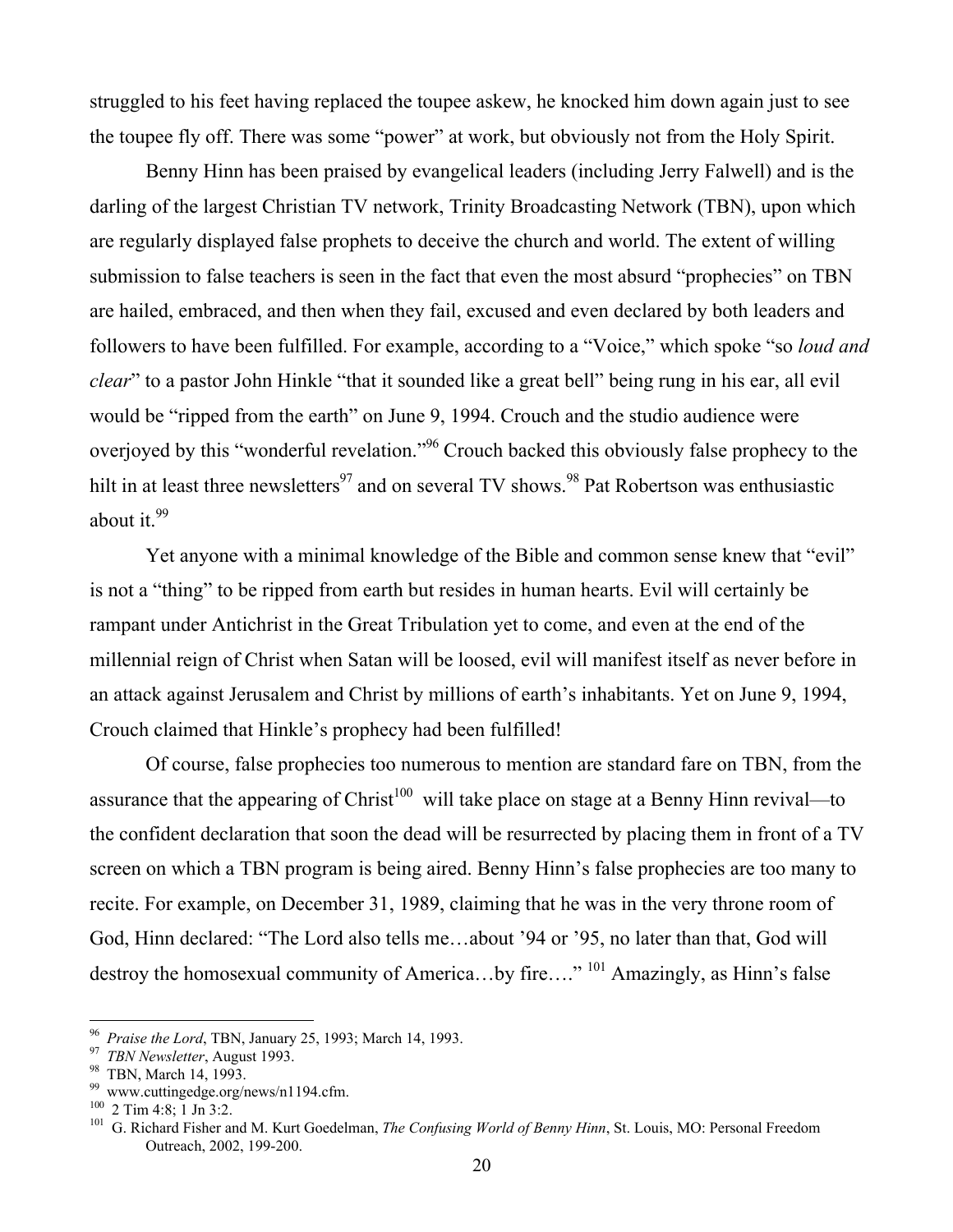struggled to his feet having replaced the toupee askew, he knocked him down again just to see the toupee fly off. There was some "power" at work, but obviously not from the Holy Spirit.

Benny Hinn has been praised by evangelical leaders (including Jerry Falwell) and is the darling of the largest Christian TV network, Trinity Broadcasting Network (TBN), upon which are regularly displayed false prophets to deceive the church and world. The extent of willing submission to false teachers is seen in the fact that even the most absurd "prophecies" on TBN are hailed, embraced, and then when they fail, excused and even declared by both leaders and followers to have been fulfilled. For example, according to a "Voice," which spoke "so *loud and clear*" to a pastor John Hinkle "that it sounded like a great bell" being rung in his ear, all evil would be "ripped from the earth" on June 9, 1994. Crouch and the studio audience were overjoyed by this "wonderful revelation."[96] Crouch backed this obviously false prophecy to the hilt in at least three newsletters[97] and on several TV shows.[98] Pat Robertson was enthusiastic about it.[99]

Yet anyone with a minimal knowledge of the Bible and common sense knew that "evil" is not a "thing" to be ripped from earth but resides in human hearts. Evil will certainly be rampant under Antichrist in the Great Tribulation yet to come, and even at the end of the millennial reign of Christ when Satan will be loosed, evil will manifest itself as never before in an attack against Jerusalem and Christ by millions of earth's inhabitants. Yet on June 9, 1994, Crouch claimed that Hinkle's prophecy had been fulfilled!

Of course, false prophecies too numerous to mention are standard fare on TBN, from the assurance that the appearing of Christ[100] will take place on stage at a Benny Hinn revival—to the confident declaration that soon the dead will be resurrected by placing them in front of a TV screen on which a TBN program is being aired. Benny Hinn's false prophecies are too many to recite. For example, on December 31, 1989, claiming that he was in the very throne room of God, Hinn declared: "The Lord also tells me…about '94 or '95, no later than that, God will destroy the homosexual community of America…by fire…." [101] Amazingly, as Hinn's false

---

[96] *Praise the Lord*, TBN, January 25, 1993; March 14, 1993.

[97] *TBN Newsletter*, August 1993.

[98] TBN, March 14, 1993.

[99] www.cuttingedge.org/news/n1194.cfm.

[100] 2 Tim 4:8; 1 Jn 3:2.

[101] G. Richard Fisher and M. Kurt Goedelman, *The Confusing World of Benny Hinn*, St. Louis, MO: Personal Freedom Outreach, 2002, 199-200.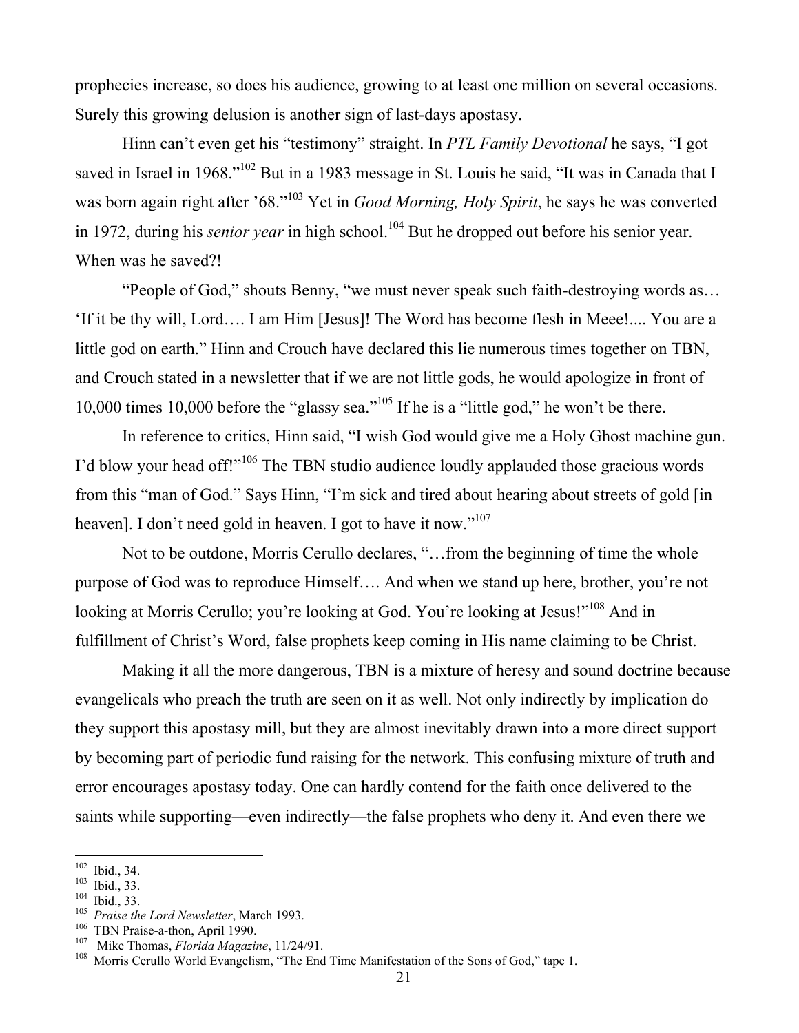prophecies increase, so does his audience, growing to at least one million on several occasions. Surely this growing delusion is another sign of last-days apostasy.

Hinn can't even get his "testimony" straight. In *PTL Family Devotional* he says, "I got saved in Israel in 1968."[102] But in a 1983 message in St. Louis he said, "It was in Canada that I was born again right after '68."[103] Yet in *Good Morning, Holy Spirit*, he says he was converted in 1972, during his *senior year* in high school.[104] But he dropped out before his senior year. When was he saved?!

"People of God," shouts Benny, "we must never speak such faith-destroying words as… 'If it be thy will, Lord…. I am Him [Jesus]! The Word has become flesh in Meee!.... You are a little god on earth." Hinn and Crouch have declared this lie numerous times together on TBN, and Crouch stated in a newsletter that if we are not little gods, he would apologize in front of 10,000 times 10,000 before the "glassy sea."[105] If he is a "little god," he won't be there.

In reference to critics, Hinn said, "I wish God would give me a Holy Ghost machine gun. I'd blow your head off!"[106] The TBN studio audience loudly applauded those gracious words from this "man of God." Says Hinn, "I'm sick and tired about hearing about streets of gold [in heaven]. I don't need gold in heaven. I got to have it now."[107]

Not to be outdone, Morris Cerullo declares, "…from the beginning of time the whole purpose of God was to reproduce Himself…. And when we stand up here, brother, you're not looking at Morris Cerullo; you're looking at God. You're looking at Jesus!"[108] And in fulfillment of Christ's Word, false prophets keep coming in His name claiming to be Christ.

Making it all the more dangerous, TBN is a mixture of heresy and sound doctrine because evangelicals who preach the truth are seen on it as well. Not only indirectly by implication do they support this apostasy mill, but they are almost inevitably drawn into a more direct support by becoming part of periodic fund raising for the network. This confusing mixture of truth and error encourages apostasy today. One can hardly contend for the faith once delivered to the saints while supporting—even indirectly—the false prophets who deny it. And even there we

---

[102] Ibid., 34.
[103] Ibid., 33.
[104] Ibid., 33.
[105] *Praise the Lord Newsletter*, March 1993.
[106] TBN Praise-a-thon, April 1990.
[107] Mike Thomas, *Florida Magazine*, 11/24/91.
[108] Morris Cerullo World Evangelism, "The End Time Manifestation of the Sons of God," tape 1.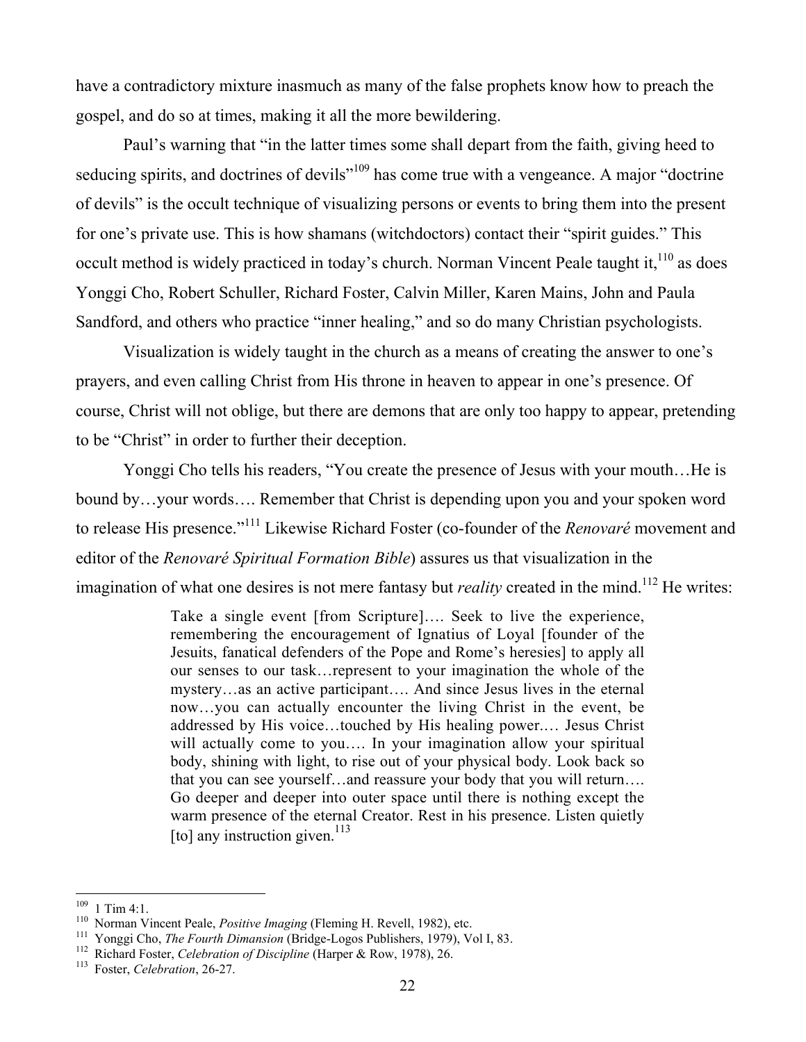have a contradictory mixture inasmuch as many of the false prophets know how to preach the gospel, and do so at times, making it all the more bewildering.

Paul's warning that "in the latter times some shall depart from the faith, giving heed to seducing spirits, and doctrines of devils"[109] has come true with a vengeance. A major "doctrine of devils" is the occult technique of visualizing persons or events to bring them into the present for one's private use. This is how shamans (witchdoctors) contact their "spirit guides." This occult method is widely practiced in today's church. Norman Vincent Peale taught it,[110] as does Yonggi Cho, Robert Schuller, Richard Foster, Calvin Miller, Karen Mains, John and Paula Sandford, and others who practice "inner healing," and so do many Christian psychologists.

Visualization is widely taught in the church as a means of creating the answer to one's prayers, and even calling Christ from His throne in heaven to appear in one's presence. Of course, Christ will not oblige, but there are demons that are only too happy to appear, pretending to be "Christ" in order to further their deception.

Yonggi Cho tells his readers, "You create the presence of Jesus with your mouth…He is bound by…your words…. Remember that Christ is depending upon you and your spoken word to release His presence."[111] Likewise Richard Foster (co-founder of the *Renovaré* movement and editor of the *Renovaré Spiritual Formation Bible*) assures us that visualization in the imagination of what one desires is not mere fantasy but *reality* created in the mind.[112] He writes:

> Take a single event [from Scripture]…. Seek to live the experience, remembering the encouragement of Ignatius of Loyal [founder of the Jesuits, fanatical defenders of the Pope and Rome's heresies] to apply all our senses to our task…represent to your imagination the whole of the mystery…as an active participant…. And since Jesus lives in the eternal now…you can actually encounter the living Christ in the event, be addressed by His voice…touched by His healing power.… Jesus Christ will actually come to you…. In your imagination allow your spiritual body, shining with light, to rise out of your physical body. Look back so that you can see yourself…and reassure your body that you will return…. Go deeper and deeper into outer space until there is nothing except the warm presence of the eternal Creator. Rest in his presence. Listen quietly [to] any instruction given.[113]

---

[109] 1 Tim 4:1.

[110] Norman Vincent Peale, *Positive Imaging* (Fleming H. Revell, 1982), etc.

[111] Yonggi Cho, *The Fourth Dimansion* (Bridge-Logos Publishers, 1979), Vol I, 83.

[112] Richard Foster, *Celebration of Discipline* (Harper & Row, 1978), 26.

[113] Foster, *Celebration*, 26-27.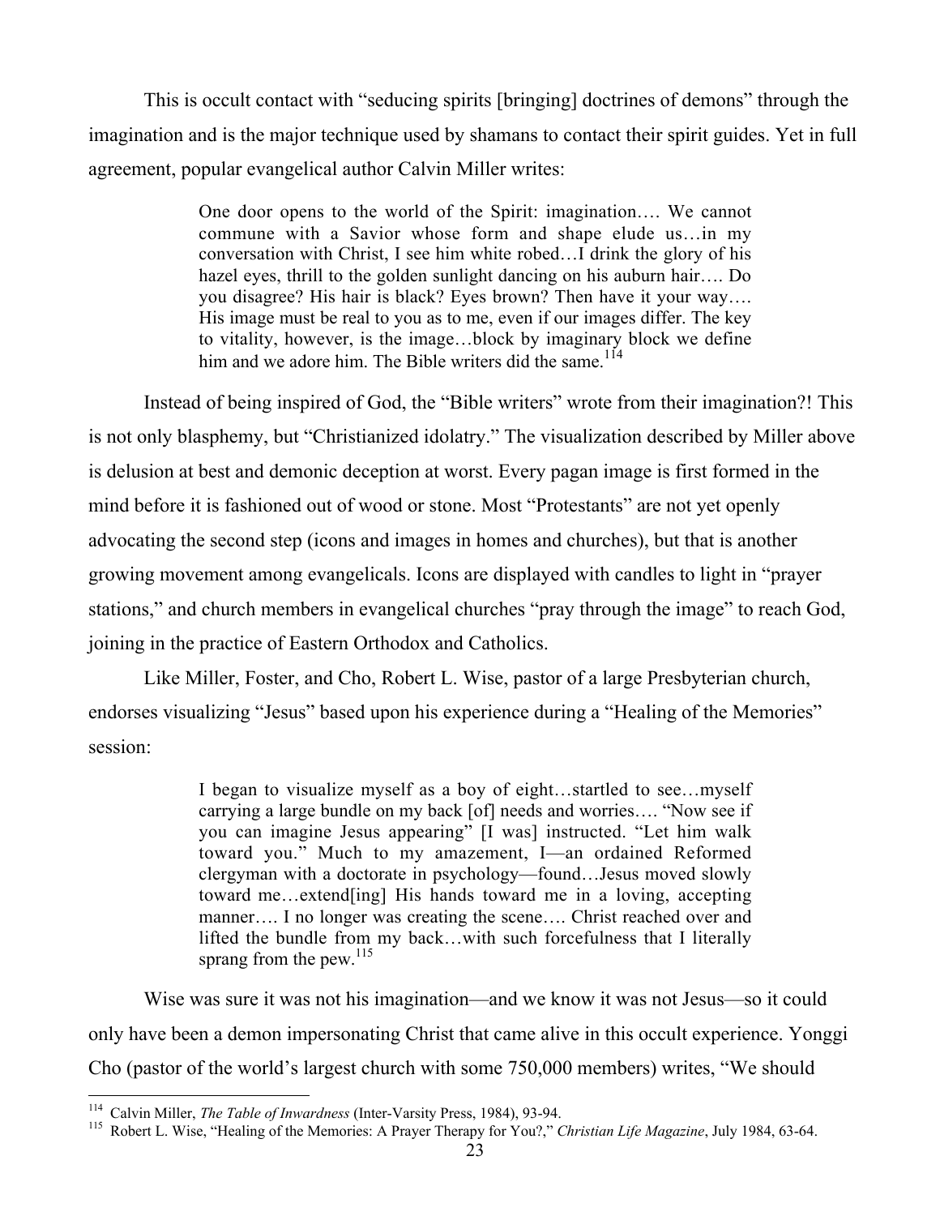This is occult contact with "seducing spirits [bringing] doctrines of demons" through the imagination and is the major technique used by shamans to contact their spirit guides. Yet in full agreement, popular evangelical author Calvin Miller writes:

> One door opens to the world of the Spirit: imagination…. We cannot commune with a Savior whose form and shape elude us…in my conversation with Christ, I see him white robed…I drink the glory of his hazel eyes, thrill to the golden sunlight dancing on his auburn hair…. Do you disagree? His hair is black? Eyes brown? Then have it your way…. His image must be real to you as to me, even if our images differ. The key to vitality, however, is the image…block by imaginary block we define him and we adore him. The Bible writers did the same.[114]

Instead of being inspired of God, the "Bible writers" wrote from their imagination?! This is not only blasphemy, but "Christianized idolatry." The visualization described by Miller above is delusion at best and demonic deception at worst. Every pagan image is first formed in the mind before it is fashioned out of wood or stone. Most "Protestants" are not yet openly advocating the second step (icons and images in homes and churches), but that is another growing movement among evangelicals. Icons are displayed with candles to light in "prayer stations," and church members in evangelical churches "pray through the image" to reach God, joining in the practice of Eastern Orthodox and Catholics.

Like Miller, Foster, and Cho, Robert L. Wise, pastor of a large Presbyterian church, endorses visualizing "Jesus" based upon his experience during a "Healing of the Memories" session:

> I began to visualize myself as a boy of eight…startled to see…myself carrying a large bundle on my back [of] needs and worries…. "Now see if you can imagine Jesus appearing" [I was] instructed. "Let him walk toward you." Much to my amazement, I—an ordained Reformed clergyman with a doctorate in psychology—found…Jesus moved slowly toward me…extend[ing] His hands toward me in a loving, accepting manner…. I no longer was creating the scene…. Christ reached over and lifted the bundle from my back…with such forcefulness that I literally sprang from the pew.[115]

Wise was sure it was not his imagination—and we know it was not Jesus—so it could only have been a demon impersonating Christ that came alive in this occult experience. Yonggi Cho (pastor of the world's largest church with some 750,000 members) writes, "We should

---

[114] Calvin Miller, *The Table of Inwardness* (Inter-Varsity Press, 1984), 93-94.

[115] Robert L. Wise, "Healing of the Memories: A Prayer Therapy for You?," *Christian Life Magazine*, July 1984, 63-64.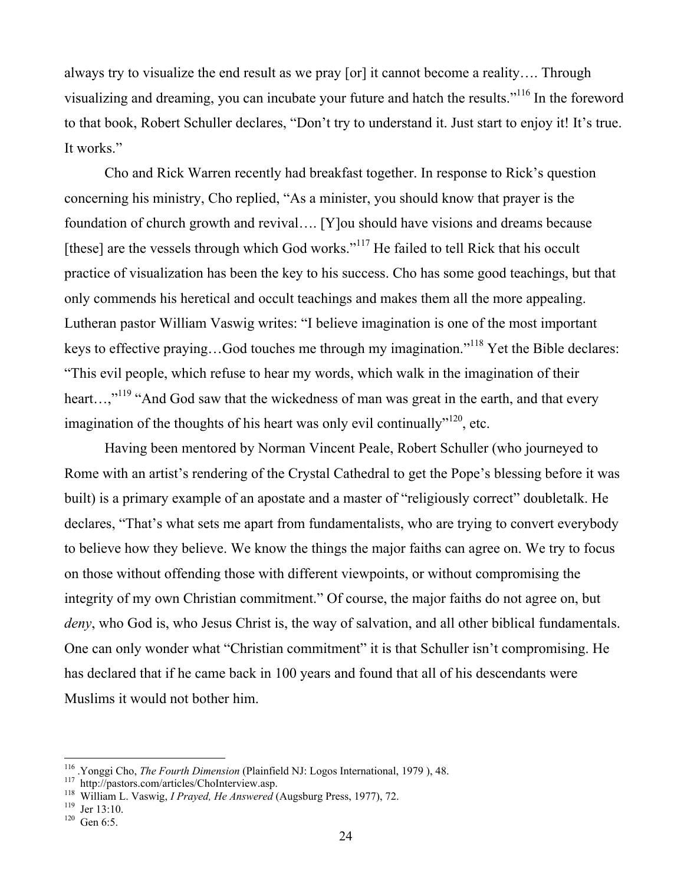always try to visualize the end result as we pray [or] it cannot become a reality…. Through visualizing and dreaming, you can incubate your future and hatch the results."[116] In the foreword to that book, Robert Schuller declares, "Don't try to understand it. Just start to enjoy it! It's true. It works."

Cho and Rick Warren recently had breakfast together. In response to Rick's question concerning his ministry, Cho replied, "As a minister, you should know that prayer is the foundation of church growth and revival…. [Y]ou should have visions and dreams because [these] are the vessels through which God works."[117] He failed to tell Rick that his occult practice of visualization has been the key to his success. Cho has some good teachings, but that only commends his heretical and occult teachings and makes them all the more appealing. Lutheran pastor William Vaswig writes: "I believe imagination is one of the most important keys to effective praying…God touches me through my imagination."[118] Yet the Bible declares: "This evil people, which refuse to hear my words, which walk in the imagination of their heart…,"[119] "And God saw that the wickedness of man was great in the earth, and that every imagination of the thoughts of his heart was only evil continually"[120], etc.

Having been mentored by Norman Vincent Peale, Robert Schuller (who journeyed to Rome with an artist's rendering of the Crystal Cathedral to get the Pope's blessing before it was built) is a primary example of an apostate and a master of "religiously correct" doubletalk. He declares, "That's what sets me apart from fundamentalists, who are trying to convert everybody to believe how they believe. We know the things the major faiths can agree on. We try to focus on those without offending those with different viewpoints, or without compromising the integrity of my own Christian commitment." Of course, the major faiths do not agree on, but *deny*, who God is, who Jesus Christ is, the way of salvation, and all other biblical fundamentals. One can only wonder what "Christian commitment" it is that Schuller isn't compromising. He has declared that if he came back in 100 years and found that all of his descendants were Muslims it would not bother him.

---

[116] .Yonggi Cho, *The Fourth Dimension* (Plainfield NJ: Logos International, 1979 ), 48.

[117] http://pastors.com/articles/ChoInterview.asp.

[118] William L. Vaswig, *I Prayed, He Answered* (Augsburg Press, 1977), 72.

[119] Jer 13:10.

[120] Gen 6:5.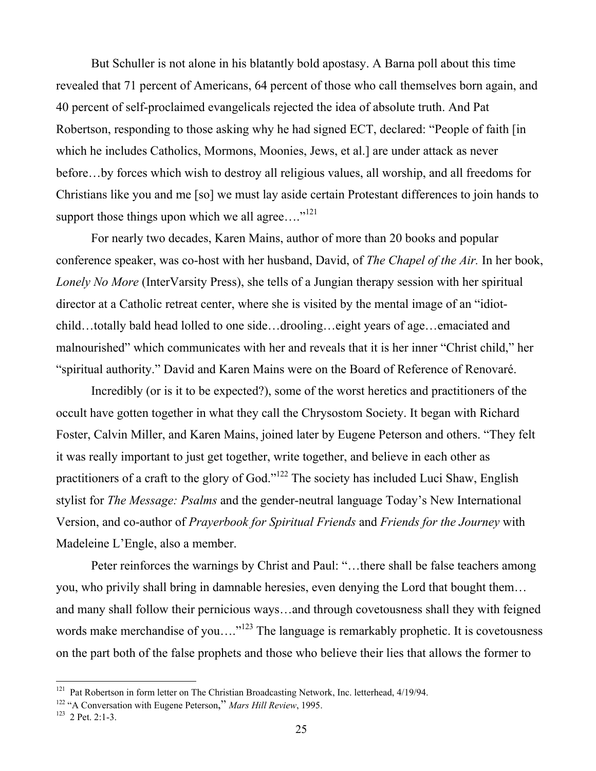But Schuller is not alone in his blatantly bold apostasy. A Barna poll about this time revealed that 71 percent of Americans, 64 percent of those who call themselves born again, and 40 percent of self-proclaimed evangelicals rejected the idea of absolute truth. And Pat Robertson, responding to those asking why he had signed ECT, declared: "People of faith [in which he includes Catholics, Mormons, Moonies, Jews, et al.] are under attack as never before…by forces which wish to destroy all religious values, all worship, and all freedoms for Christians like you and me [so] we must lay aside certain Protestant differences to join hands to support those things upon which we all agree…."[121]

For nearly two decades, Karen Mains, author of more than 20 books and popular conference speaker, was co-host with her husband, David, of *The Chapel of the Air.* In her book, *Lonely No More* (InterVarsity Press), she tells of a Jungian therapy session with her spiritual director at a Catholic retreat center, where she is visited by the mental image of an "idiot-child…totally bald head lolled to one side…drooling…eight years of age…emaciated and malnourished" which communicates with her and reveals that it is her inner "Christ child," her "spiritual authority." David and Karen Mains were on the Board of Reference of Renovaré.

Incredibly (or is it to be expected?), some of the worst heretics and practitioners of the occult have gotten together in what they call the Chrysostom Society. It began with Richard Foster, Calvin Miller, and Karen Mains, joined later by Eugene Peterson and others. "They felt it was really important to just get together, write together, and believe in each other as practitioners of a craft to the glory of God."[122] The society has included Luci Shaw, English stylist for *The Message: Psalms* and the gender-neutral language Today's New International Version, and co-author of *Prayerbook for Spiritual Friends* and *Friends for the Journey* with Madeleine L'Engle, also a member.

Peter reinforces the warnings by Christ and Paul: "…there shall be false teachers among you, who privily shall bring in damnable heresies, even denying the Lord that bought them… and many shall follow their pernicious ways…and through covetousness shall they with feigned words make merchandise of you…."[123] The language is remarkably prophetic. It is covetousness on the part both of the false prophets and those who believe their lies that allows the former to

---

[121] Pat Robertson in form letter on The Christian Broadcasting Network, Inc. letterhead, 4/19/94.

[122] "A Conversation with Eugene Peterson," *Mars Hill Review*, 1995.

[123] 2 Pet. 2:1-3.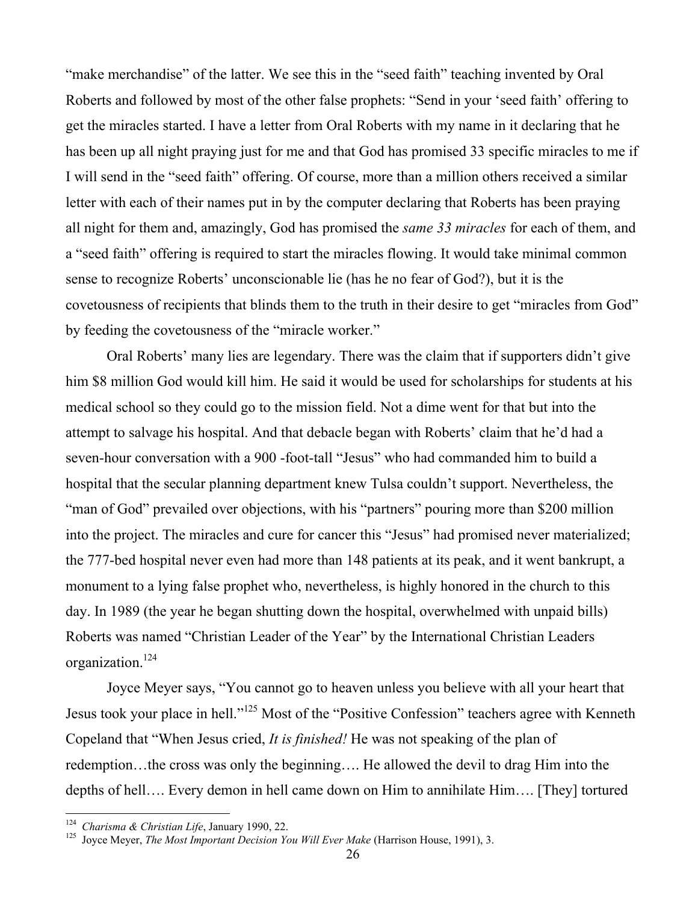"make merchandise" of the latter. We see this in the "seed faith" teaching invented by Oral Roberts and followed by most of the other false prophets: "Send in your 'seed faith' offering to get the miracles started. I have a letter from Oral Roberts with my name in it declaring that he has been up all night praying just for me and that God has promised 33 specific miracles to me if I will send in the "seed faith" offering. Of course, more than a million others received a similar letter with each of their names put in by the computer declaring that Roberts has been praying all night for them and, amazingly, God has promised the *same 33 miracles* for each of them, and a "seed faith" offering is required to start the miracles flowing. It would take minimal common sense to recognize Roberts' unconscionable lie (has he no fear of God?), but it is the covetousness of recipients that blinds them to the truth in their desire to get "miracles from God" by feeding the covetousness of the "miracle worker."

Oral Roberts' many lies are legendary. There was the claim that if supporters didn't give him $8 million God would kill him. He said it would be used for scholarships for students at his medical school so they could go to the mission field. Not a dime went for that but into the attempt to salvage his hospital. And that debacle began with Roberts' claim that he'd had a seven-hour conversation with a 900 -foot-tall "Jesus" who had commanded him to build a hospital that the secular planning department knew Tulsa couldn't support. Nevertheless, the "man of God" prevailed over objections, with his "partners" pouring more than $200 million into the project. The miracles and cure for cancer this "Jesus" had promised never materialized; the 777-bed hospital never even had more than 148 patients at its peak, and it went bankrupt, a monument to a lying false prophet who, nevertheless, is highly honored in the church to this day. In 1989 (the year he began shutting down the hospital, overwhelmed with unpaid bills) Roberts was named "Christian Leader of the Year" by the International Christian Leaders organization.[124]

Joyce Meyer says, "You cannot go to heaven unless you believe with all your heart that Jesus took your place in hell."[125] Most of the "Positive Confession" teachers agree with Kenneth Copeland that "When Jesus cried, *It is finished!* He was not speaking of the plan of redemption…the cross was only the beginning…. He allowed the devil to drag Him into the depths of hell…. Every demon in hell came down on Him to annihilate Him…. [They] tortured

---

[124] *Charisma & Christian Life*, January 1990, 22.

[125] Joyce Meyer, *The Most Important Decision You Will Ever Make* (Harrison House, 1991), 3.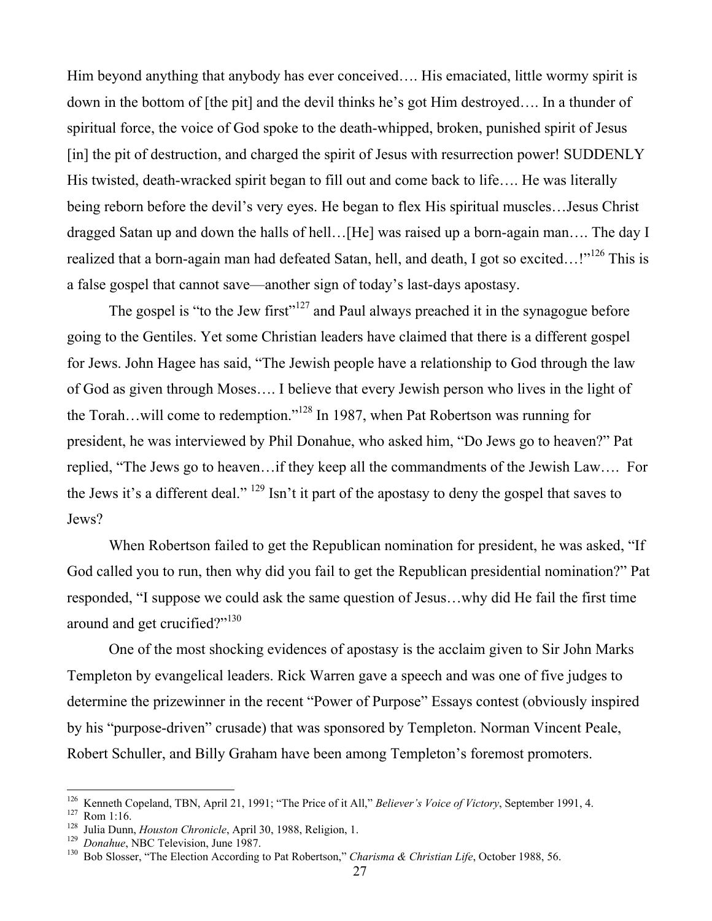Him beyond anything that anybody has ever conceived…. His emaciated, little wormy spirit is down in the bottom of [the pit] and the devil thinks he's got Him destroyed…. In a thunder of spiritual force, the voice of God spoke to the death-whipped, broken, punished spirit of Jesus [in] the pit of destruction, and charged the spirit of Jesus with resurrection power! SUDDENLY His twisted, death-wracked spirit began to fill out and come back to life…. He was literally being reborn before the devil's very eyes. He began to flex His spiritual muscles…Jesus Christ dragged Satan up and down the halls of hell…[He] was raised up a born-again man…. The day I realized that a born-again man had defeated Satan, hell, and death, I got so excited…!"[126] This is a false gospel that cannot save—another sign of today's last-days apostasy.

The gospel is "to the Jew first"[127] and Paul always preached it in the synagogue before going to the Gentiles. Yet some Christian leaders have claimed that there is a different gospel for Jews. John Hagee has said, "The Jewish people have a relationship to God through the law of God as given through Moses…. I believe that every Jewish person who lives in the light of the Torah…will come to redemption."[128] In 1987, when Pat Robertson was running for president, he was interviewed by Phil Donahue, who asked him, "Do Jews go to heaven?" Pat replied, "The Jews go to heaven…if they keep all the commandments of the Jewish Law…. For the Jews it's a different deal."[129] Isn't it part of the apostasy to deny the gospel that saves to Jews?

When Robertson failed to get the Republican nomination for president, he was asked, "If God called you to run, then why did you fail to get the Republican presidential nomination?" Pat responded, "I suppose we could ask the same question of Jesus…why did He fail the first time around and get crucified?"[130]

One of the most shocking evidences of apostasy is the acclaim given to Sir John Marks Templeton by evangelical leaders. Rick Warren gave a speech and was one of five judges to determine the prizewinner in the recent "Power of Purpose" Essays contest (obviously inspired by his "purpose-driven" crusade) that was sponsored by Templeton. Norman Vincent Peale, Robert Schuller, and Billy Graham have been among Templeton's foremost promoters.

---

[126] Kenneth Copeland, TBN, April 21, 1991; "The Price of it All," *Believer's Voice of Victory*, September 1991, 4.

[127] Rom 1:16.

[128] Julia Dunn, *Houston Chronicle*, April 30, 1988, Religion, 1.

[129] *Donahue*, NBC Television, June 1987.

[130] Bob Slosser, "The Election According to Pat Robertson," *Charisma & Christian Life*, October 1988, 56.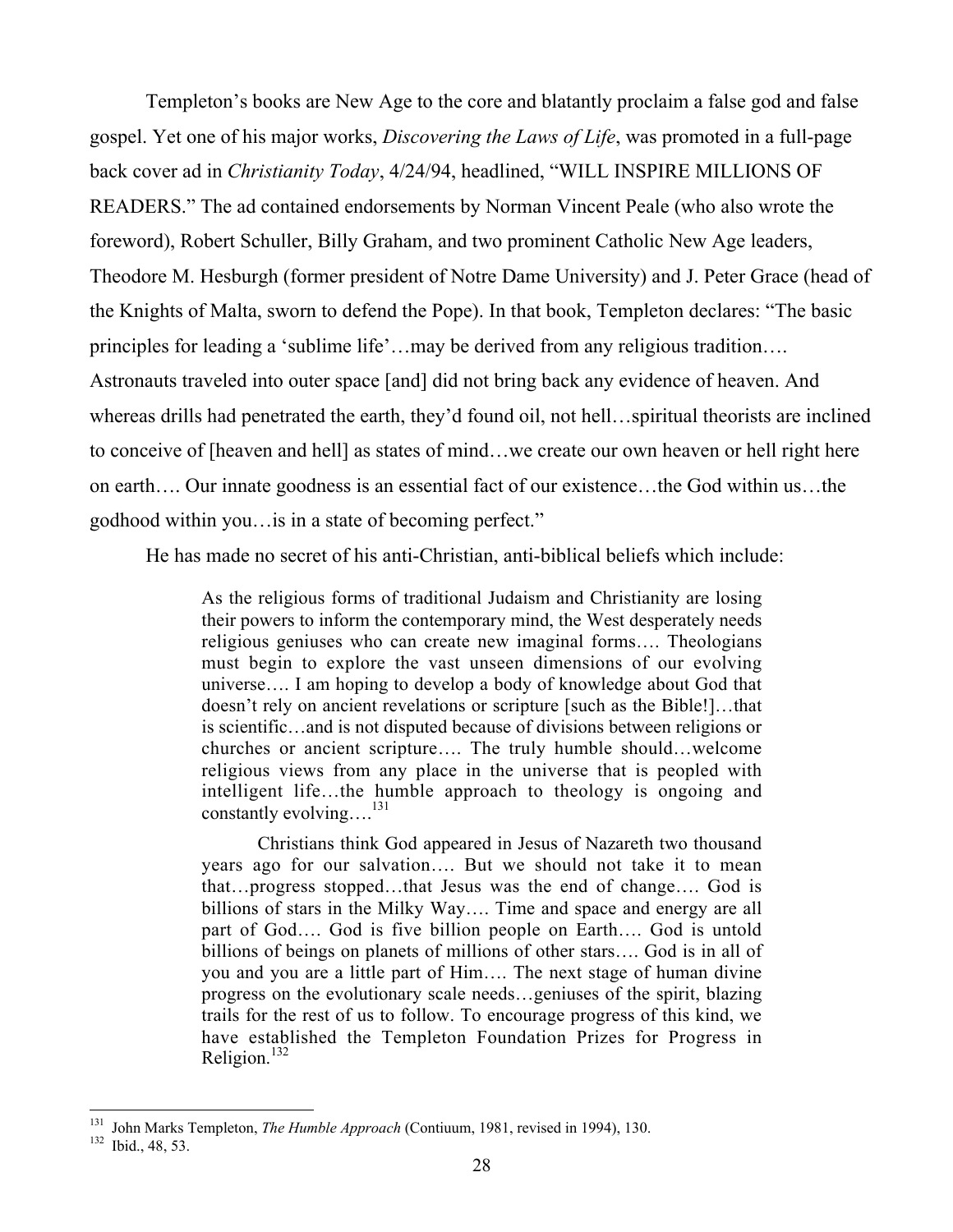Templeton's books are New Age to the core and blatantly proclaim a false god and false gospel. Yet one of his major works, *Discovering the Laws of Life*, was promoted in a full-page back cover ad in *Christianity Today*, 4/24/94, headlined, "WILL INSPIRE MILLIONS OF READERS." The ad contained endorsements by Norman Vincent Peale (who also wrote the foreword), Robert Schuller, Billy Graham, and two prominent Catholic New Age leaders, Theodore M. Hesburgh (former president of Notre Dame University) and J. Peter Grace (head of the Knights of Malta, sworn to defend the Pope). In that book, Templeton declares: "The basic principles for leading a 'sublime life'…may be derived from any religious tradition…. Astronauts traveled into outer space [and] did not bring back any evidence of heaven. And whereas drills had penetrated the earth, they'd found oil, not hell…spiritual theorists are inclined to conceive of [heaven and hell] as states of mind…we create our own heaven or hell right here on earth…. Our innate goodness is an essential fact of our existence…the God within us…the godhood within you…is in a state of becoming perfect."

He has made no secret of his anti-Christian, anti-biblical beliefs which include:

> As the religious forms of traditional Judaism and Christianity are losing their powers to inform the contemporary mind, the West desperately needs religious geniuses who can create new imaginal forms…. Theologians must begin to explore the vast unseen dimensions of our evolving universe…. I am hoping to develop a body of knowledge about God that doesn't rely on ancient revelations or scripture [such as the Bible!]…that is scientific…and is not disputed because of divisions between religions or churches or ancient scripture…. The truly humble should…welcome religious views from any place in the universe that is peopled with intelligent life…the humble approach to theology is ongoing and constantly evolving….[131]
>
> Christians think God appeared in Jesus of Nazareth two thousand years ago for our salvation…. But we should not take it to mean that…progress stopped…that Jesus was the end of change…. God is billions of stars in the Milky Way…. Time and space and energy are all part of God…. God is five billion people on Earth…. God is untold billions of beings on planets of millions of other stars…. God is in all of you and you are a little part of Him…. The next stage of human divine progress on the evolutionary scale needs…geniuses of the spirit, blazing trails for the rest of us to follow. To encourage progress of this kind, we have established the Templeton Foundation Prizes for Progress in Religion.[132]

---

[131] John Marks Templeton, *The Humble Approach* (Contiuum, 1981, revised in 1994), 130.

[132] Ibid., 48, 53.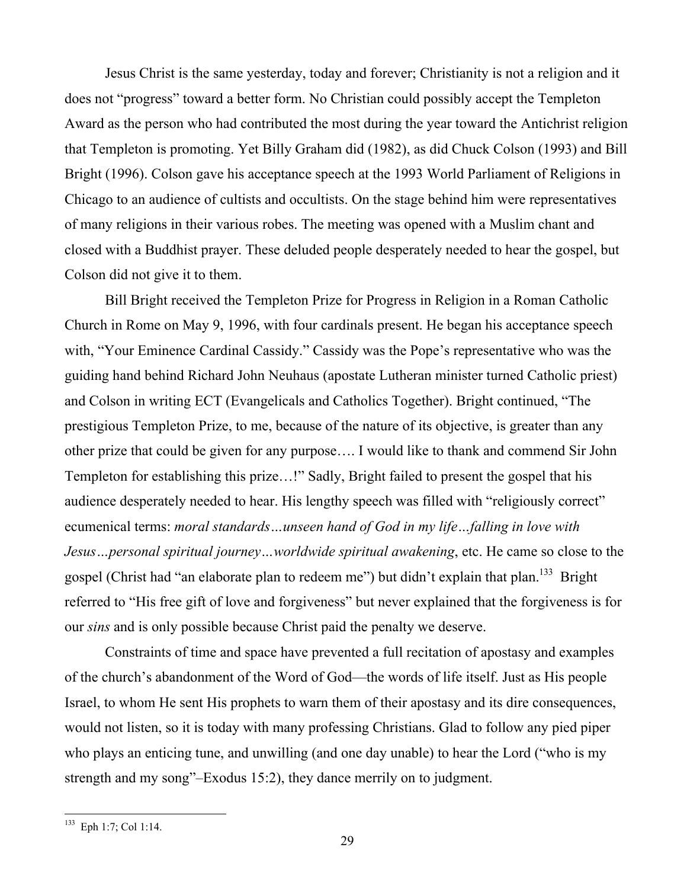Jesus Christ is the same yesterday, today and forever; Christianity is not a religion and it does not "progress" toward a better form. No Christian could possibly accept the Templeton Award as the person who had contributed the most during the year toward the Antichrist religion that Templeton is promoting. Yet Billy Graham did (1982), as did Chuck Colson (1993) and Bill Bright (1996). Colson gave his acceptance speech at the 1993 World Parliament of Religions in Chicago to an audience of cultists and occultists. On the stage behind him were representatives of many religions in their various robes. The meeting was opened with a Muslim chant and closed with a Buddhist prayer. These deluded people desperately needed to hear the gospel, but Colson did not give it to them.

Bill Bright received the Templeton Prize for Progress in Religion in a Roman Catholic Church in Rome on May 9, 1996, with four cardinals present. He began his acceptance speech with, "Your Eminence Cardinal Cassidy." Cassidy was the Pope's representative who was the guiding hand behind Richard John Neuhaus (apostate Lutheran minister turned Catholic priest) and Colson in writing ECT (Evangelicals and Catholics Together). Bright continued, "The prestigious Templeton Prize, to me, because of the nature of its objective, is greater than any other prize that could be given for any purpose…. I would like to thank and commend Sir John Templeton for establishing this prize…!" Sadly, Bright failed to present the gospel that his audience desperately needed to hear. His lengthy speech was filled with "religiously correct" ecumenical terms: *moral standards…unseen hand of God in my life…falling in love with Jesus…personal spiritual journey…worldwide spiritual awakening*, etc. He came so close to the gospel (Christ had "an elaborate plan to redeem me") but didn't explain that plan.[133] Bright referred to "His free gift of love and forgiveness" but never explained that the forgiveness is for our *sins* and is only possible because Christ paid the penalty we deserve.

Constraints of time and space have prevented a full recitation of apostasy and examples of the church's abandonment of the Word of God—the words of life itself. Just as His people Israel, to whom He sent His prophets to warn them of their apostasy and its dire consequences, would not listen, so it is today with many professing Christians. Glad to follow any pied piper who plays an enticing tune, and unwilling (and one day unable) to hear the Lord ("who is my strength and my song"–Exodus 15:2), they dance merrily on to judgment.

---

[133] Eph 1:7; Col 1:14.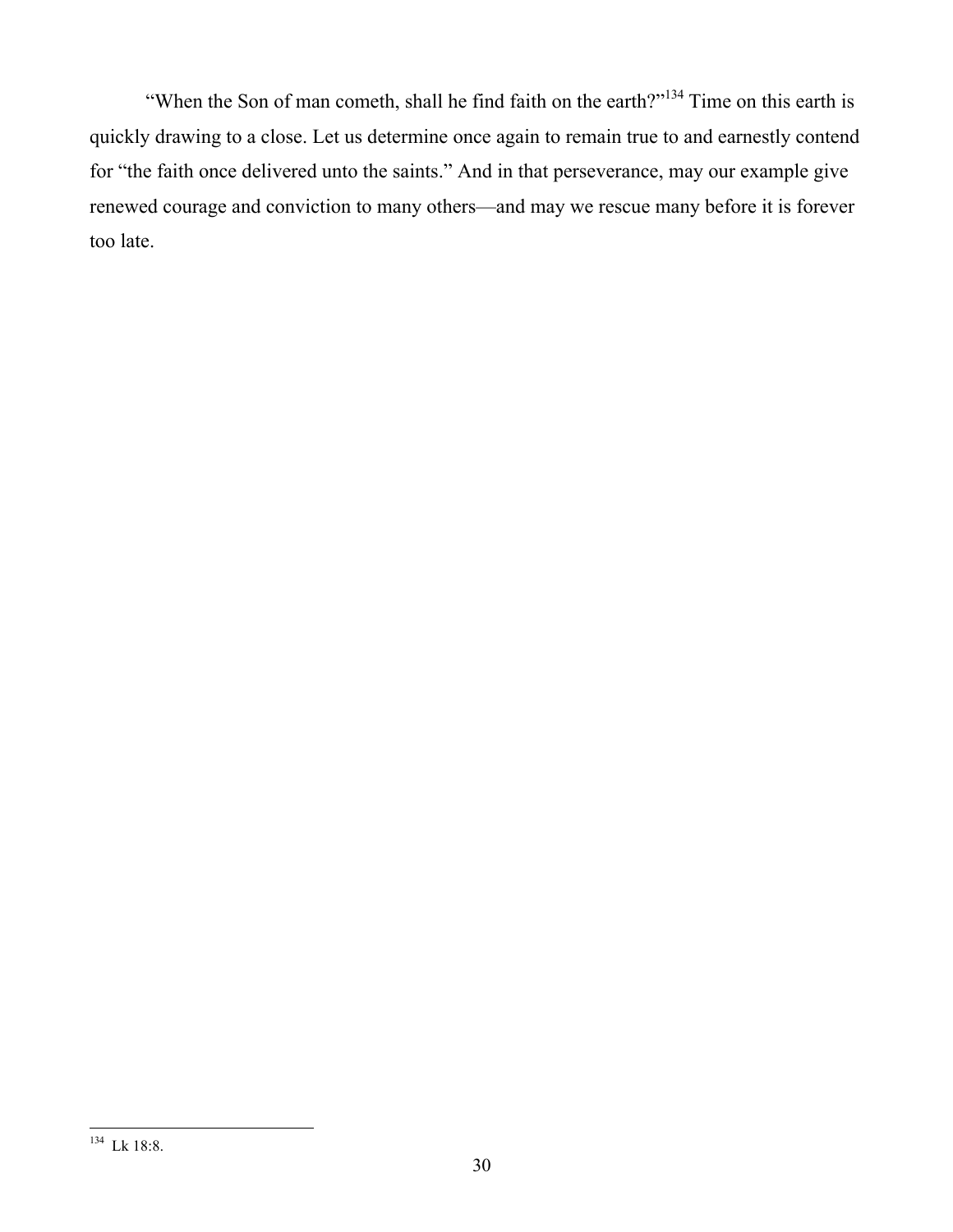"When the Son of man cometh, shall he find faith on the earth?"[134] Time on this earth is quickly drawing to a close. Let us determine once again to remain true to and earnestly contend for "the faith once delivered unto the saints." And in that perseverance, may our example give renewed courage and conviction to many others—and may we rescue many before it is forever too late.

---

[134] Lk 18:8.